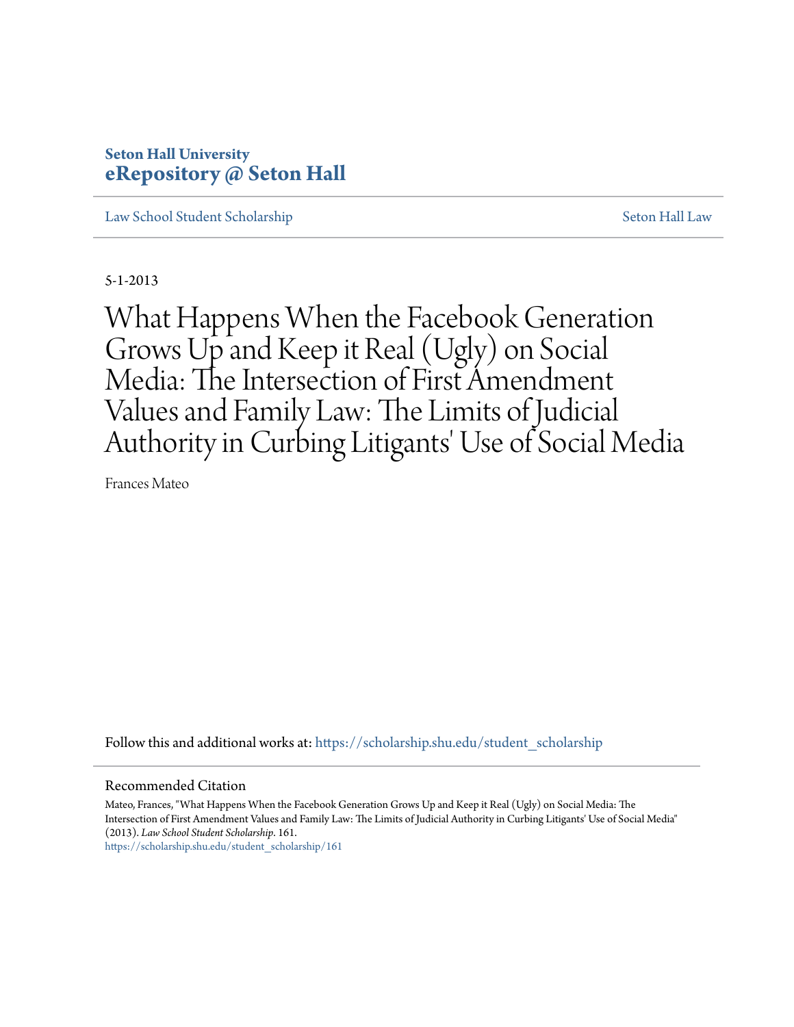**Seton Hall University**
**eRepository @ Seton Hall**

Law School Student Scholarship | Seton Hall Law

5-1-2013

# What Happens When the Facebook Generation Grows Up and Keep it Real (Ugly) on Social Media: The Intersection of First Amendment Values and Family Law: The Limits of Judicial Authority in Curbing Litigants' Use of Social Media

Frances Mateo

Follow this and additional works at: https://scholarship.shu.edu/student_scholarship

## Recommended Citation

Mateo, Frances, "What Happens When the Facebook Generation Grows Up and Keep it Real (Ugly) on Social Media: The Intersection of First Amendment Values and Family Law: The Limits of Judicial Authority in Curbing Litigants' Use of Social Media" (2013). *Law School Student Scholarship*. 161.
https://scholarship.shu.edu/student_scholarship/161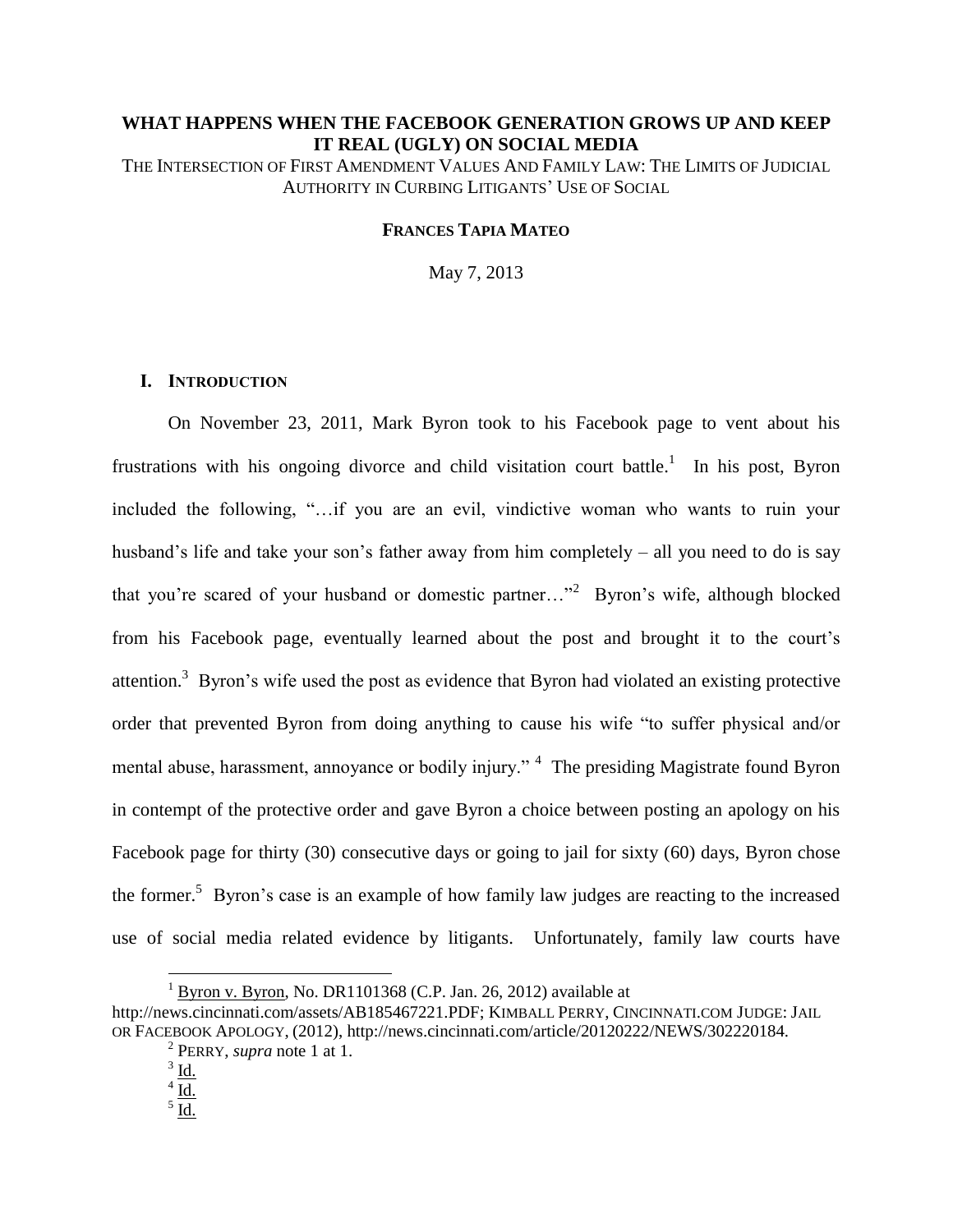**WHAT HAPPENS WHEN THE FACEBOOK GENERATION GROWS UP AND KEEP IT REAL (UGLY) ON SOCIAL MEDIA**

THE INTERSECTION OF FIRST AMENDMENT VALUES AND FAMILY LAW: THE LIMITS OF JUDICIAL AUTHORITY IN CURBING LITIGANTS' USE OF SOCIAL

**FRANCES TAPIA MATEO**

May 7, 2013

## I. INTRODUCTION

On November 23, 2011, Mark Byron took to his Facebook page to vent about his frustrations with his ongoing divorce and child visitation court battle.[1] In his post, Byron included the following, "…if you are an evil, vindictive woman who wants to ruin your husband's life and take your son's father away from him completely – all you need to do is say that you're scared of your husband or domestic partner…"[2] Byron's wife, although blocked from his Facebook page, eventually learned about the post and brought it to the court's attention.[3] Byron's wife used the post as evidence that Byron had violated an existing protective order that prevented Byron from doing anything to cause his wife "to suffer physical and/or mental abuse, harassment, annoyance or bodily injury." [4] The presiding Magistrate found Byron in contempt of the protective order and gave Byron a choice between posting an apology on his Facebook page for thirty (30) consecutive days or going to jail for sixty (60) days, Byron chose the former.[5] Byron's case is an example of how family law judges are reacting to the increased use of social media related evidence by litigants. Unfortunately, family law courts have

---

[1] Byron v. Byron, No. DR1101368 (C.P. Jan. 26, 2012) available at http://news.cincinnati.com/assets/AB185467221.PDF; KIMBALL PERRY, CINCINNATI.COM JUDGE: JAIL OR FACEBOOK APOLOGY, (2012), http://news.cincinnati.com/article/20120222/NEWS/302220184.

[2] PERRY, *supra* note 1 at 1.

[3] Id.

[4] Id.

[5] Id.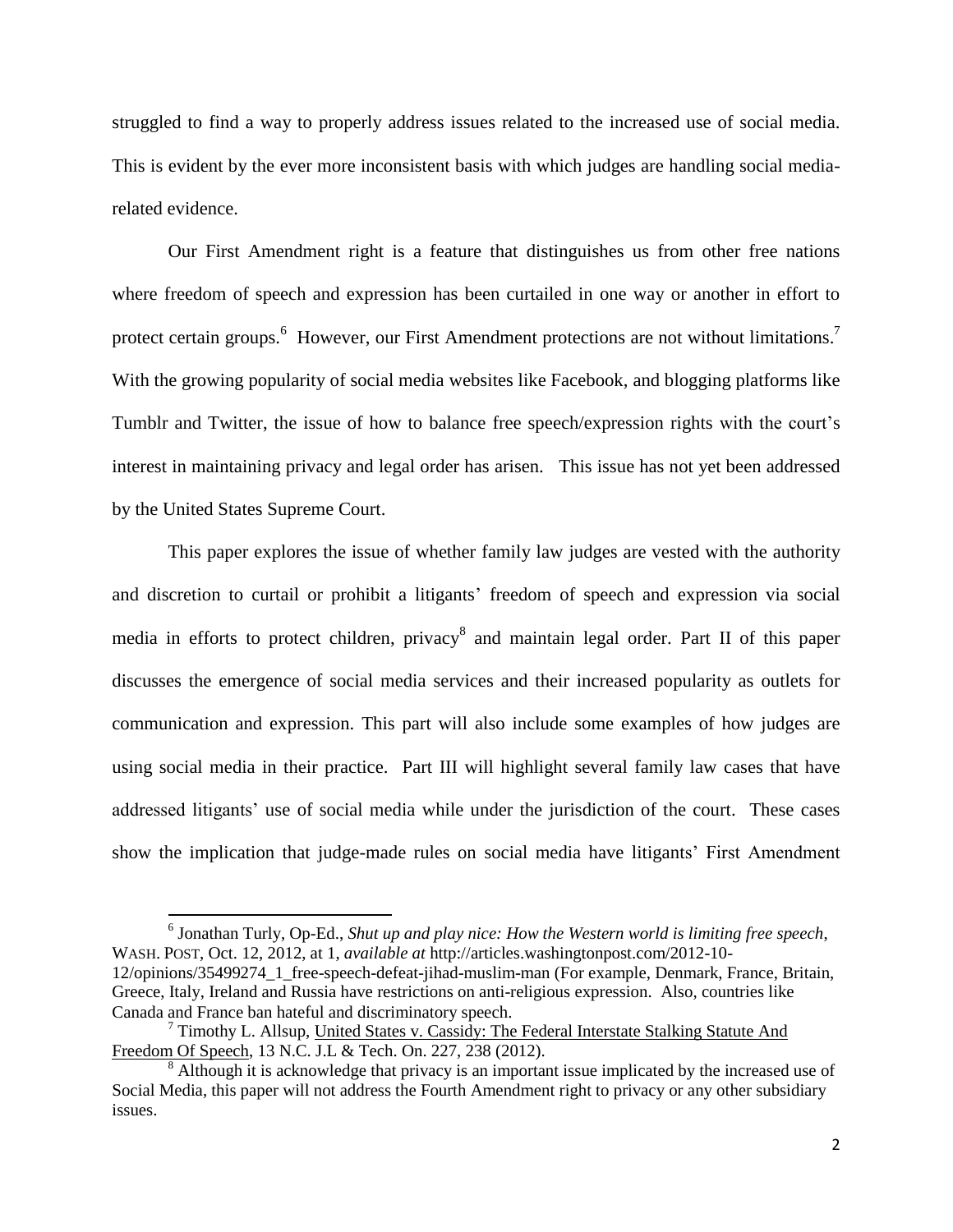struggled to find a way to properly address issues related to the increased use of social media. This is evident by the ever more inconsistent basis with which judges are handling social media-related evidence.

Our First Amendment right is a feature that distinguishes us from other free nations where freedom of speech and expression has been curtailed in one way or another in effort to protect certain groups.[6] However, our First Amendment protections are not without limitations.[7] With the growing popularity of social media websites like Facebook, and blogging platforms like Tumblr and Twitter, the issue of how to balance free speech/expression rights with the court's interest in maintaining privacy and legal order has arisen. This issue has not yet been addressed by the United States Supreme Court.

This paper explores the issue of whether family law judges are vested with the authority and discretion to curtail or prohibit a litigants' freedom of speech and expression via social media in efforts to protect children, privacy[8] and maintain legal order. Part II of this paper discusses the emergence of social media services and their increased popularity as outlets for communication and expression. This part will also include some examples of how judges are using social media in their practice. Part III will highlight several family law cases that have addressed litigants' use of social media while under the jurisdiction of the court. These cases show the implication that judge-made rules on social media have litigants' First Amendment

---

[6] Jonathan Turly, Op-Ed., *Shut up and play nice: How the Western world is limiting free speech*, WASH. POST, Oct. 12, 2012, at 1, *available at* http://articles.washingtonpost.com/2012-10-12/opinions/35499274_1_free-speech-defeat-jihad-muslim-man (For example, Denmark, France, Britain, Greece, Italy, Ireland and Russia have restrictions on anti-religious expression. Also, countries like Canada and France ban hateful and discriminatory speech.

[7] Timothy L. Allsup, United States v. Cassidy: The Federal Interstate Stalking Statute And Freedom Of Speech, 13 N.C. J.L & Tech. On. 227, 238 (2012).

[8] Although it is acknowledge that privacy is an important issue implicated by the increased use of Social Media, this paper will not address the Fourth Amendment right to privacy or any other subsidiary issues.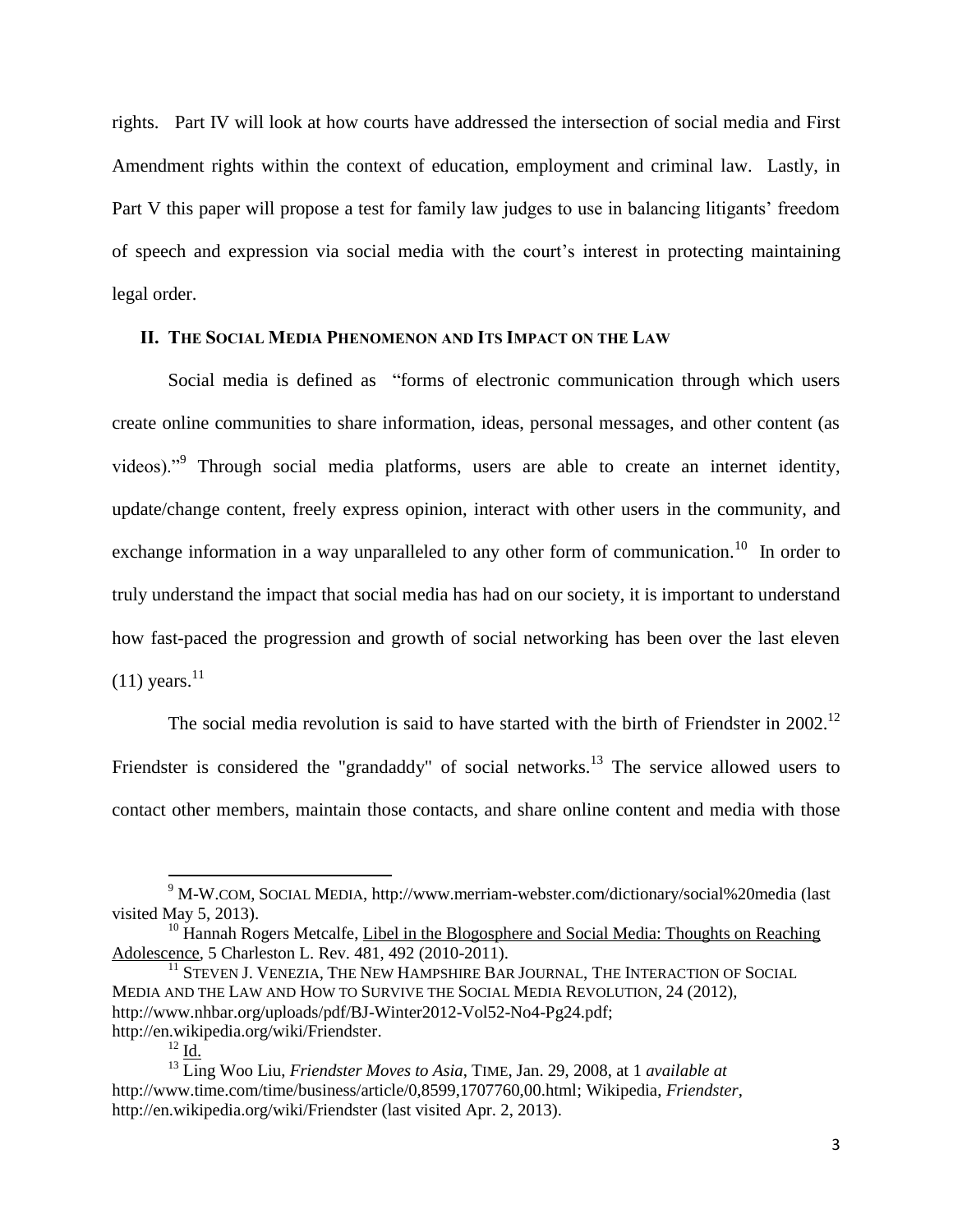rights. Part IV will look at how courts have addressed the intersection of social media and First Amendment rights within the context of education, employment and criminal law. Lastly, in Part V this paper will propose a test for family law judges to use in balancing litigants' freedom of speech and expression via social media with the court's interest in protecting maintaining legal order.

## II. THE SOCIAL MEDIA PHENOMENON AND ITS IMPACT ON THE LAW

Social media is defined as "forms of electronic communication through which users create online communities to share information, ideas, personal messages, and other content (as videos)."[9] Through social media platforms, users are able to create an internet identity, update/change content, freely express opinion, interact with other users in the community, and exchange information in a way unparalleled to any other form of communication.[10] In order to truly understand the impact that social media has had on our society, it is important to understand how fast-paced the progression and growth of social networking has been over the last eleven (11) years.[11]

The social media revolution is said to have started with the birth of Friendster in 2002.[12] Friendster is considered the "grandaddy" of social networks.[13] The service allowed users to contact other members, maintain those contacts, and share online content and media with those

---

[9] M-W.COM, SOCIAL MEDIA, http://www.merriam-webster.com/dictionary/social%20media (last visited May 5, 2013).

[10] Hannah Rogers Metcalfe, Libel in the Blogosphere and Social Media: Thoughts on Reaching Adolescence, 5 Charleston L. Rev. 481, 492 (2010-2011).

[11] STEVEN J. VENEZIA, THE NEW HAMPSHIRE BAR JOURNAL, THE INTERACTION OF SOCIAL MEDIA AND THE LAW AND HOW TO SURVIVE THE SOCIAL MEDIA REVOLUTION, 24 (2012), http://www.nhbar.org/uploads/pdf/BJ-Winter2012-Vol52-No4-Pg24.pdf; http://en.wikipedia.org/wiki/Friendster.

[12] Id.

[13] Ling Woo Liu, *Friendster Moves to Asia*, TIME, Jan. 29, 2008, at 1 *available at* http://www.time.com/time/business/article/0,8599,1707760,00.html; Wikipedia, *Friendster*, http://en.wikipedia.org/wiki/Friendster (last visited Apr. 2, 2013).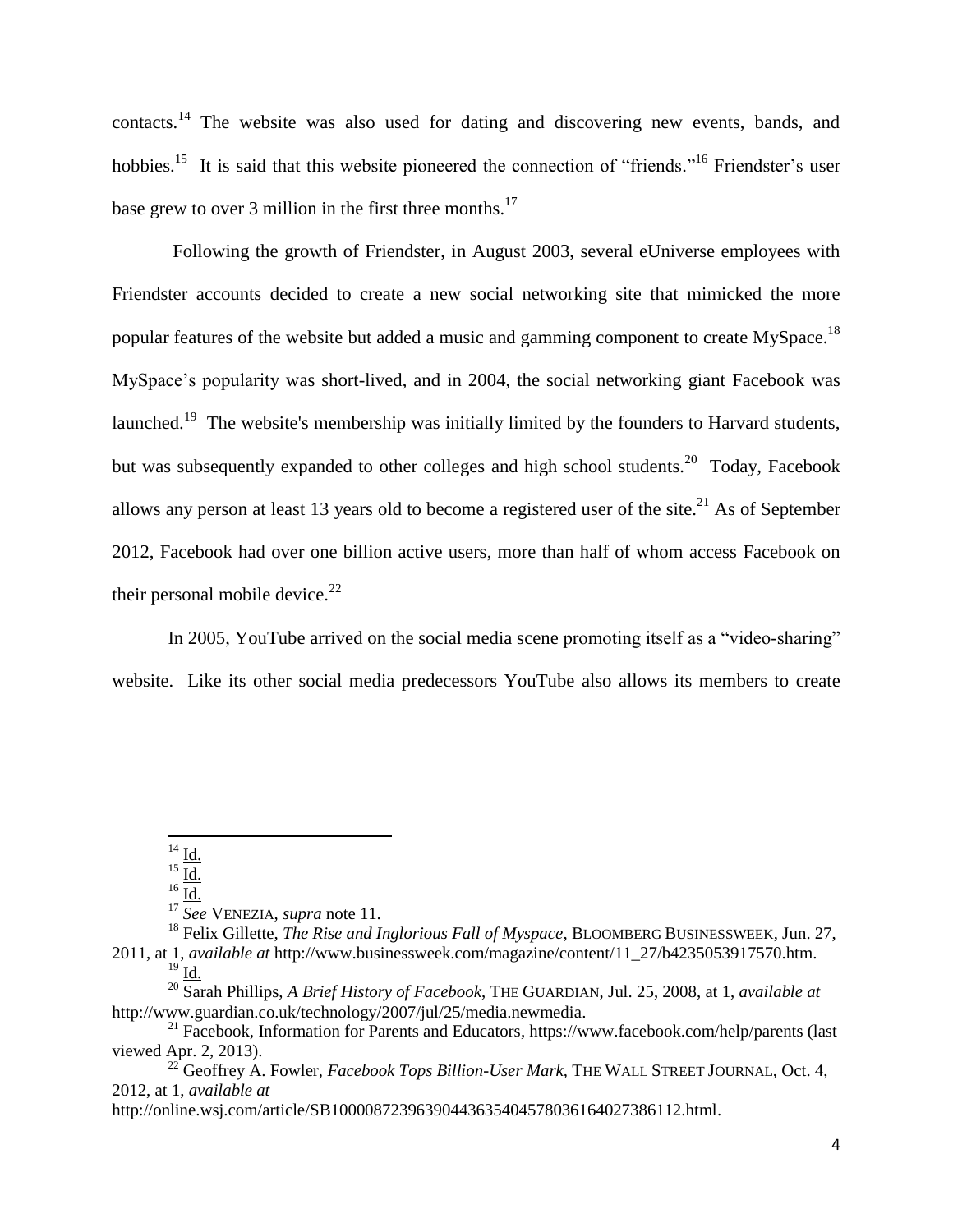contacts.[14] The website was also used for dating and discovering new events, bands, and hobbies.[15] It is said that this website pioneered the connection of "friends."[16] Friendster's user base grew to over 3 million in the first three months.[17]

Following the growth of Friendster, in August 2003, several eUniverse employees with Friendster accounts decided to create a new social networking site that mimicked the more popular features of the website but added a music and gamming component to create MySpace.[18] MySpace's popularity was short-lived, and in 2004, the social networking giant Facebook was launched.[19] The website's membership was initially limited by the founders to Harvard students, but was subsequently expanded to other colleges and high school students.[20] Today, Facebook allows any person at least 13 years old to become a registered user of the site.[21] As of September 2012, Facebook had over one billion active users, more than half of whom access Facebook on their personal mobile device.[22]

In 2005, YouTube arrived on the social media scene promoting itself as a "video-sharing" website. Like its other social media predecessors YouTube also allows its members to create

---

[14] Id.

[15] Id.

[16] Id.

[17] *See* VENEZIA, *supra* note 11.

[18] Felix Gillette, *The Rise and Inglorious Fall of Myspace*, BLOOMBERG BUSINESSWEEK, Jun. 27, 2011, at 1, *available at* http://www.businessweek.com/magazine/content/11_27/b4235053917570.htm.

[19] Id.

[20] Sarah Phillips, *A Brief History of Facebook*, THE GUARDIAN, Jul. 25, 2008, at 1, *available at* http://www.guardian.co.uk/technology/2007/jul/25/media.newmedia.

[21] Facebook, Information for Parents and Educators, https://www.facebook.com/help/parents (last viewed Apr. 2, 2013).

[22] Geoffrey A. Fowler, *Facebook Tops Billion-User Mark*, THE WALL STREET JOURNAL, Oct. 4, 2012, at 1, *available at* http://online.wsj.com/article/SB10000872396390443635404578036164027386112.html.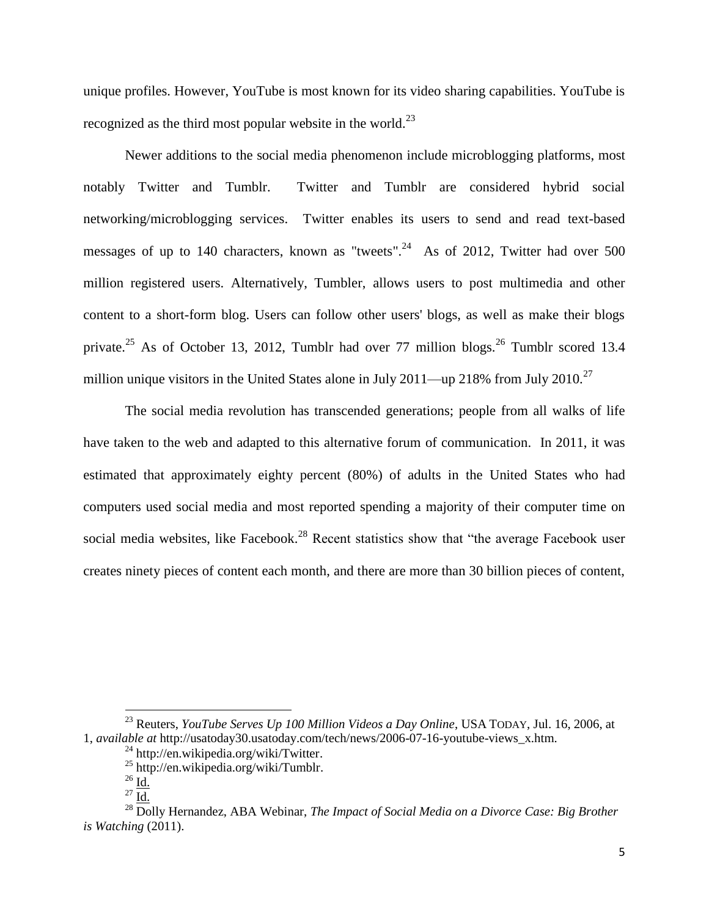unique profiles. However, YouTube is most known for its video sharing capabilities. YouTube is recognized as the third most popular website in the world.[23]

Newer additions to the social media phenomenon include microblogging platforms, most notably Twitter and Tumblr. Twitter and Tumblr are considered hybrid social networking/microblogging services. Twitter enables its users to send and read text-based messages of up to 140 characters, known as "tweets".[24] As of 2012, Twitter had over 500 million registered users. Alternatively, Tumbler, allows users to post multimedia and other content to a short-form blog. Users can follow other users' blogs, as well as make their blogs private.[25] As of October 13, 2012, Tumblr had over 77 million blogs.[26] Tumblr scored 13.4 million unique visitors in the United States alone in July 2011—up 218% from July 2010.[27]

The social media revolution has transcended generations; people from all walks of life have taken to the web and adapted to this alternative forum of communication. In 2011, it was estimated that approximately eighty percent (80%) of adults in the United States who had computers used social media and most reported spending a majority of their computer time on social media websites, like Facebook.[28] Recent statistics show that "the average Facebook user creates ninety pieces of content each month, and there are more than 30 billion pieces of content,

---

[23] Reuters, *YouTube Serves Up 100 Million Videos a Day Online*, USA TODAY, Jul. 16, 2006, at 1, *available at* http://usatoday30.usatoday.com/tech/news/2006-07-16-youtube-views_x.htm.

[24] http://en.wikipedia.org/wiki/Twitter.

[25] http://en.wikipedia.org/wiki/Tumblr.

[26] Id.

[27] Id.

[28] Dolly Hernandez, ABA Webinar, *The Impact of Social Media on a Divorce Case: Big Brother is Watching* (2011).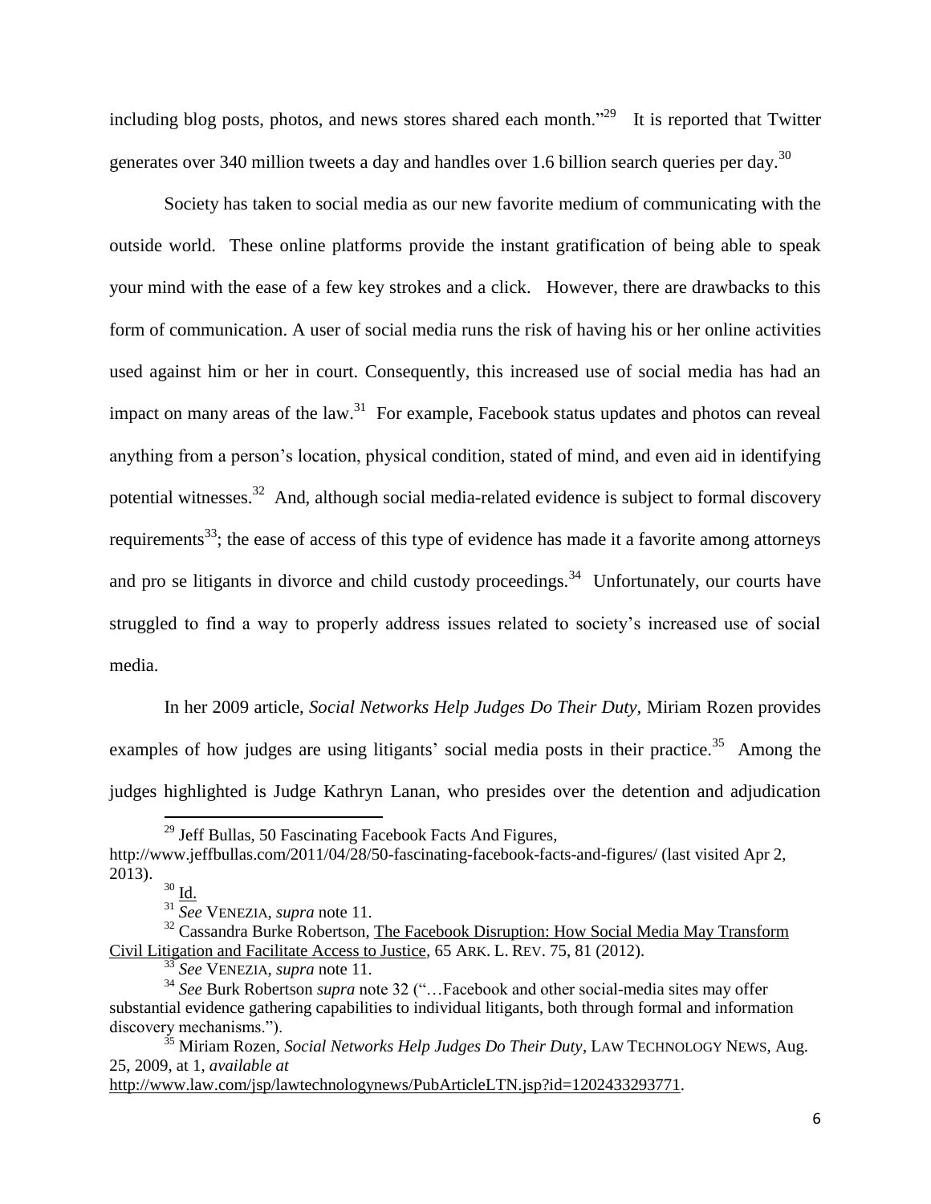including blog posts, photos, and news stores shared each month."[29] It is reported that Twitter generates over 340 million tweets a day and handles over 1.6 billion search queries per day.[30]

Society has taken to social media as our new favorite medium of communicating with the outside world. These online platforms provide the instant gratification of being able to speak your mind with the ease of a few key strokes and a click. However, there are drawbacks to this form of communication. A user of social media runs the risk of having his or her online activities used against him or her in court. Consequently, this increased use of social media has had an impact on many areas of the law.[31] For example, Facebook status updates and photos can reveal anything from a person's location, physical condition, stated of mind, and even aid in identifying potential witnesses.[32] And, although social media-related evidence is subject to formal discovery requirements[33]; the ease of access of this type of evidence has made it a favorite among attorneys and pro se litigants in divorce and child custody proceedings.[34] Unfortunately, our courts have struggled to find a way to properly address issues related to society's increased use of social media.

In her 2009 article, *Social Networks Help Judges Do Their Duty*, Miriam Rozen provides examples of how judges are using litigants' social media posts in their practice.[35] Among the judges highlighted is Judge Kathryn Lanan, who presides over the detention and adjudication

---

[29] Jeff Bullas, 50 Fascinating Facebook Facts And Figures, http://www.jeffbullas.com/2011/04/28/50-fascinating-facebook-facts-and-figures/ (last visited Apr 2, 2013).

[30] Id.

[31] *See* VENEZIA, *supra* note 11.

[32] Cassandra Burke Robertson, The Facebook Disruption: How Social Media May Transform Civil Litigation and Facilitate Access to Justice, 65 ARK. L. REV. 75, 81 (2012).

[33] *See* VENEZIA, *supra* note 11.

[34] *See* Burk Robertson *supra* note 32 ("…Facebook and other social-media sites may offer substantial evidence gathering capabilities to individual litigants, both through formal and information discovery mechanisms.").

[35] Miriam Rozen, *Social Networks Help Judges Do Their Duty*, LAW TECHNOLOGY NEWS, Aug. 25, 2009, at 1, *available at* http://www.law.com/jsp/lawtechnologynews/PubArticleLTN.jsp?id=1202433293771.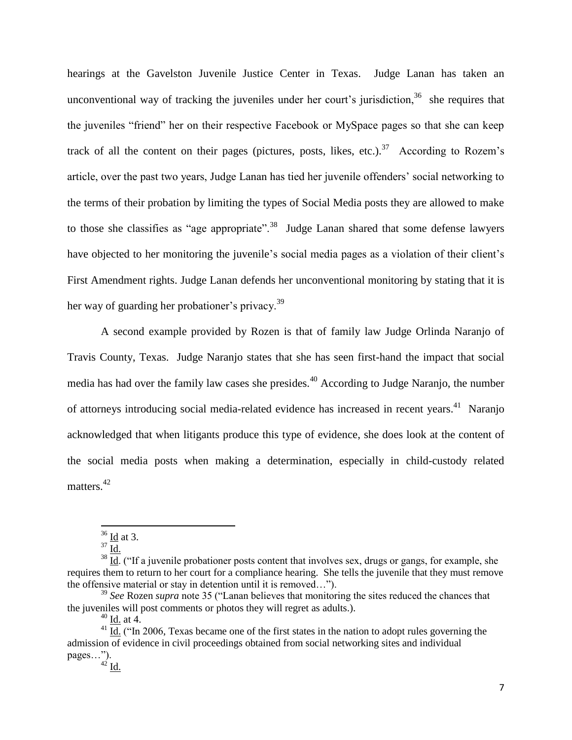hearings at the Gavelston Juvenile Justice Center in Texas. Judge Lanan has taken an unconventional way of tracking the juveniles under her court's jurisdiction,[36] she requires that the juveniles "friend" her on their respective Facebook or MySpace pages so that she can keep track of all the content on their pages (pictures, posts, likes, etc.).[37] According to Rozem's article, over the past two years, Judge Lanan has tied her juvenile offenders' social networking to the terms of their probation by limiting the types of Social Media posts they are allowed to make to those she classifies as "age appropriate".[38] Judge Lanan shared that some defense lawyers have objected to her monitoring the juvenile's social media pages as a violation of their client's First Amendment rights. Judge Lanan defends her unconventional monitoring by stating that it is her way of guarding her probationer's privacy.[39]

A second example provided by Rozen is that of family law Judge Orlinda Naranjo of Travis County, Texas. Judge Naranjo states that she has seen first-hand the impact that social media has had over the family law cases she presides.[40] According to Judge Naranjo, the number of attorneys introducing social media-related evidence has increased in recent years.[41] Naranjo acknowledged that when litigants produce this type of evidence, she does look at the content of the social media posts when making a determination, especially in child-custody related matters.[42]

---

[36] Id at 3.

[37] Id.

[38] Id. ("If a juvenile probationer posts content that involves sex, drugs or gangs, for example, she requires them to return to her court for a compliance hearing. She tells the juvenile that they must remove the offensive material or stay in detention until it is removed…").

[39] *See* Rozen *supra* note 35 ("Lanan believes that monitoring the sites reduced the chances that the juveniles will post comments or photos they will regret as adults.).

[40] Id. at 4.

[41] Id. ("In 2006, Texas became one of the first states in the nation to adopt rules governing the admission of evidence in civil proceedings obtained from social networking sites and individual pages…").

[42] Id.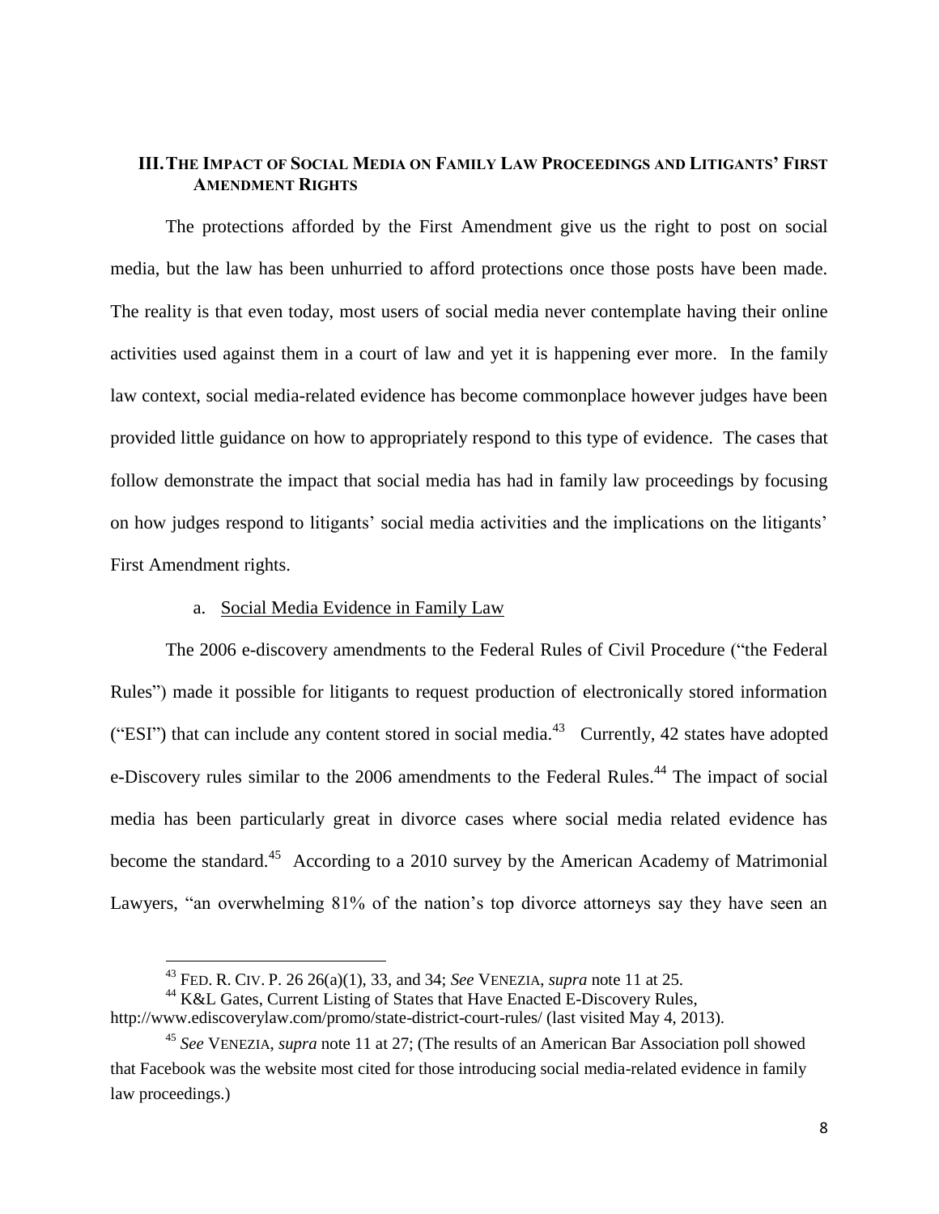## III. THE IMPACT OF SOCIAL MEDIA ON FAMILY LAW PROCEEDINGS AND LITIGANTS' FIRST AMENDMENT RIGHTS

The protections afforded by the First Amendment give us the right to post on social media, but the law has been unhurried to afford protections once those posts have been made. The reality is that even today, most users of social media never contemplate having their online activities used against them in a court of law and yet it is happening ever more. In the family law context, social media-related evidence has become commonplace however judges have been provided little guidance on how to appropriately respond to this type of evidence. The cases that follow demonstrate the impact that social media has had in family law proceedings by focusing on how judges respond to litigants' social media activities and the implications on the litigants' First Amendment rights.

### a. Social Media Evidence in Family Law

The 2006 e-discovery amendments to the Federal Rules of Civil Procedure ("the Federal Rules") made it possible for litigants to request production of electronically stored information ("ESI") that can include any content stored in social media.[43] Currently, 42 states have adopted e-Discovery rules similar to the 2006 amendments to the Federal Rules.[44] The impact of social media has been particularly great in divorce cases where social media related evidence has become the standard.[45] According to a 2010 survey by the American Academy of Matrimonial Lawyers, "an overwhelming 81% of the nation's top divorce attorneys say they have seen an

---

[43] FED. R. CIV. P. 26 26(a)(1), 33, and 34; *See* VENEZIA, *supra* note 11 at 25.

[44] K&L Gates, Current Listing of States that Have Enacted E-Discovery Rules, http://www.ediscoverylaw.com/promo/state-district-court-rules/ (last visited May 4, 2013).

[45] *See* VENEZIA, *supra* note 11 at 27; (The results of an American Bar Association poll showed that Facebook was the website most cited for those introducing social media-related evidence in family law proceedings.)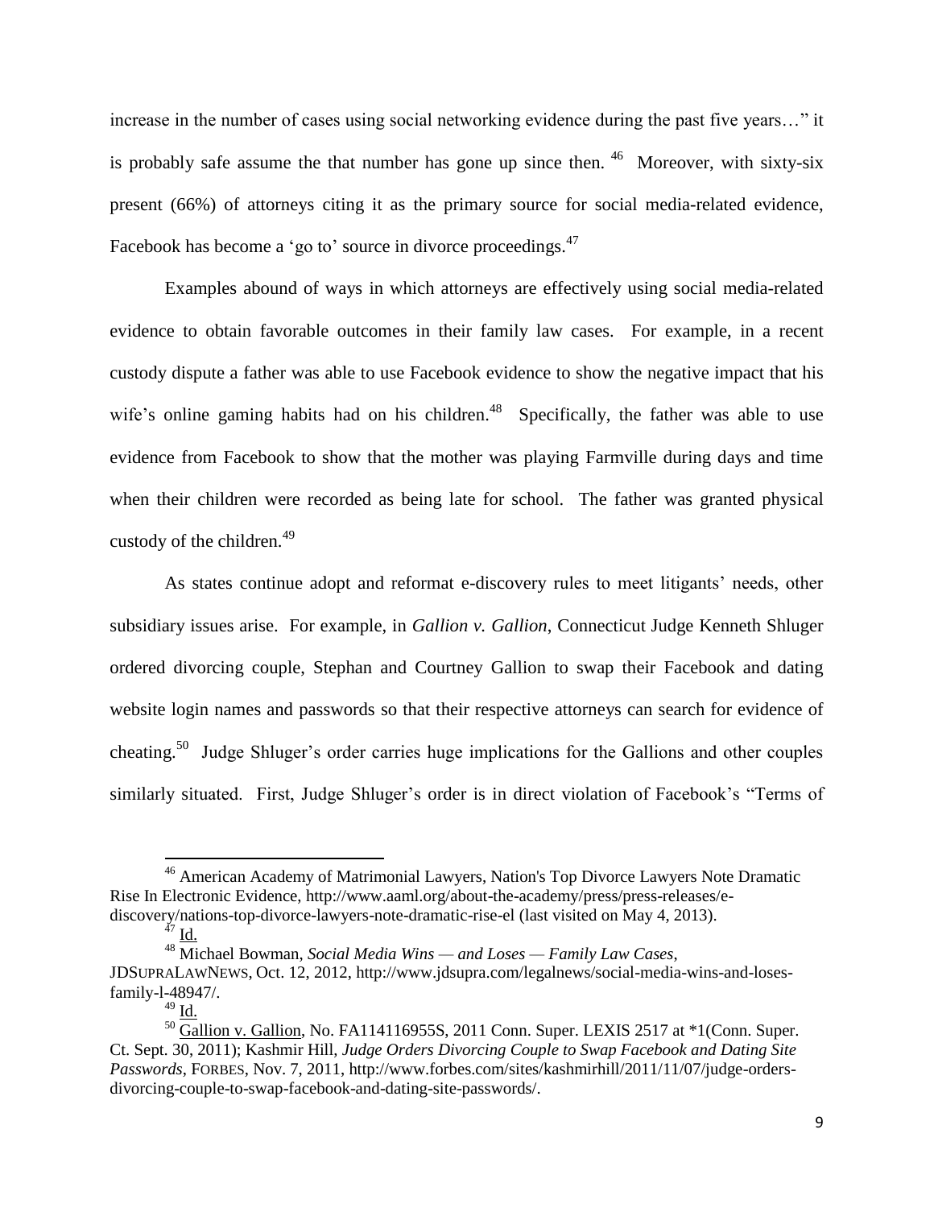increase in the number of cases using social networking evidence during the past five years…" it is probably safe assume the that number has gone up since then. [46] Moreover, with sixty-six present (66%) of attorneys citing it as the primary source for social media-related evidence, Facebook has become a 'go to' source in divorce proceedings.[47]

Examples abound of ways in which attorneys are effectively using social media-related evidence to obtain favorable outcomes in their family law cases. For example, in a recent custody dispute a father was able to use Facebook evidence to show the negative impact that his wife's online gaming habits had on his children.[48] Specifically, the father was able to use evidence from Facebook to show that the mother was playing Farmville during days and time when their children were recorded as being late for school. The father was granted physical custody of the children.[49]

As states continue adopt and reformat e-discovery rules to meet litigants' needs, other subsidiary issues arise. For example, in *Gallion v. Gallion*, Connecticut Judge Kenneth Shluger ordered divorcing couple, Stephan and Courtney Gallion to swap their Facebook and dating website login names and passwords so that their respective attorneys can search for evidence of cheating.[50] Judge Shluger's order carries huge implications for the Gallions and other couples similarly situated. First, Judge Shluger's order is in direct violation of Facebook's "Terms of

---

[46] American Academy of Matrimonial Lawyers, Nation's Top Divorce Lawyers Note Dramatic Rise In Electronic Evidence, http://www.aaml.org/about-the-academy/press/press-releases/e-discovery/nations-top-divorce-lawyers-note-dramatic-rise-el (last visited on May 4, 2013).

[47] Id.

[48] Michael Bowman, *Social Media Wins — and Loses — Family Law Cases*, JDSUPRALAWNEWS, Oct. 12, 2012, http://www.jdsupra.com/legalnews/social-media-wins-and-loses-family-l-48947/.

[49] Id.

[50] Gallion v. Gallion, No. FA114116955S, 2011 Conn. Super. LEXIS 2517 at *1(Conn. Super. Ct. Sept. 30, 2011); Kashmir Hill, *Judge Orders Divorcing Couple to Swap Facebook and Dating Site Passwords*, FORBES, Nov. 7, 2011, http://www.forbes.com/sites/kashmirhill/2011/11/07/judge-orders-divorcing-couple-to-swap-facebook-and-dating-site-passwords/.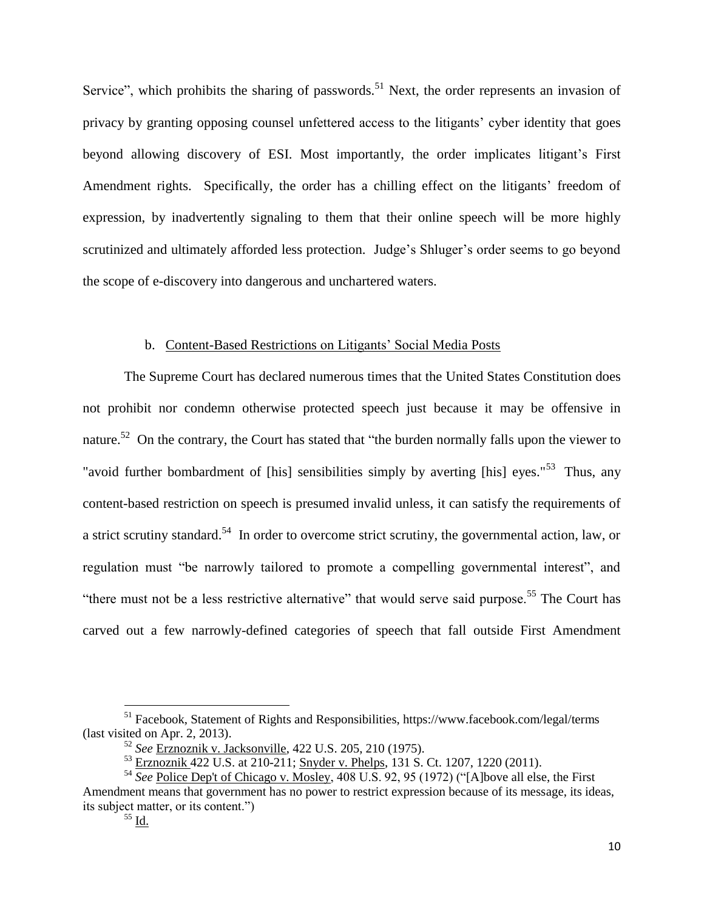Service", which prohibits the sharing of passwords.[51] Next, the order represents an invasion of privacy by granting opposing counsel unfettered access to the litigants' cyber identity that goes beyond allowing discovery of ESI. Most importantly, the order implicates litigant's First Amendment rights. Specifically, the order has a chilling effect on the litigants' freedom of expression, by inadvertently signaling to them that their online speech will be more highly scrutinized and ultimately afforded less protection. Judge's Shluger's order seems to go beyond the scope of e-discovery into dangerous and unchartered waters.

b. Content-Based Restrictions on Litigants' Social Media Posts

The Supreme Court has declared numerous times that the United States Constitution does not prohibit nor condemn otherwise protected speech just because it may be offensive in nature.[52] On the contrary, the Court has stated that "the burden normally falls upon the viewer to "avoid further bombardment of [his] sensibilities simply by averting [his] eyes."[53] Thus, any content-based restriction on speech is presumed invalid unless, it can satisfy the requirements of a strict scrutiny standard.[54] In order to overcome strict scrutiny, the governmental action, law, or regulation must "be narrowly tailored to promote a compelling governmental interest", and "there must not be a less restrictive alternative" that would serve said purpose.[55] The Court has carved out a few narrowly-defined categories of speech that fall outside First Amendment

---

[51] Facebook, Statement of Rights and Responsibilities, https://www.facebook.com/legal/terms (last visited on Apr. 2, 2013).

[52] *See* Erznoznik v. Jacksonville, 422 U.S. 205, 210 (1975).

[53] Erznoznik 422 U.S. at 210-211; Snyder v. Phelps, 131 S. Ct. 1207, 1220 (2011).

[54] *See* Police Dep't of Chicago v. Mosley, 408 U.S. 92, 95 (1972) ("[A]bove all else, the First Amendment means that government has no power to restrict expression because of its message, its ideas, its subject matter, or its content.")

[55] Id.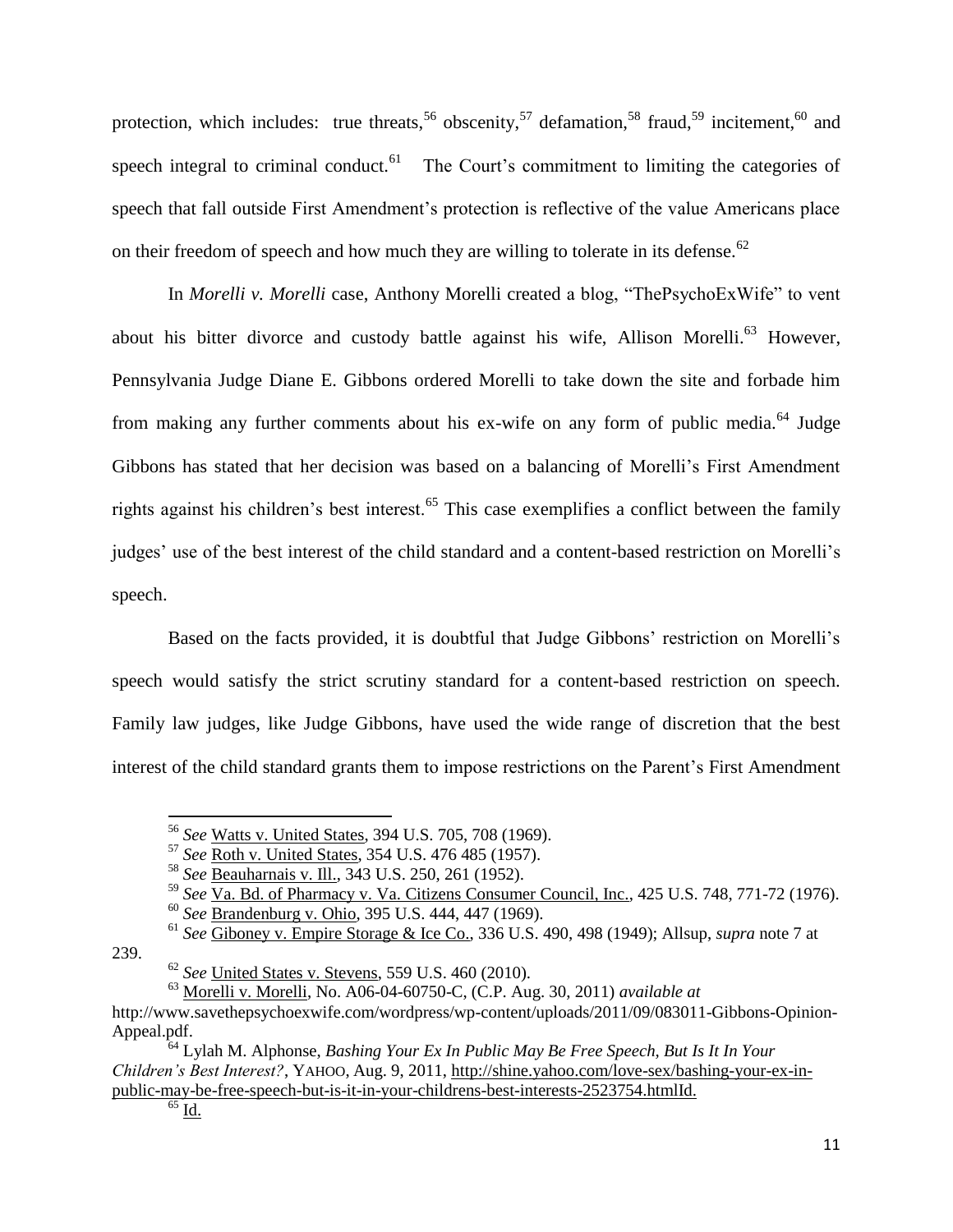protection, which includes: true threats,[56] obscenity,[57] defamation,[58] fraud,[59] incitement,[60] and speech integral to criminal conduct.[61] The Court's commitment to limiting the categories of speech that fall outside First Amendment's protection is reflective of the value Americans place on their freedom of speech and how much they are willing to tolerate in its defense.[62]

In *Morelli v. Morelli* case, Anthony Morelli created a blog, "ThePsychoExWife" to vent about his bitter divorce and custody battle against his wife, Allison Morelli.[63] However, Pennsylvania Judge Diane E. Gibbons ordered Morelli to take down the site and forbade him from making any further comments about his ex-wife on any form of public media.[64] Judge Gibbons has stated that her decision was based on a balancing of Morelli's First Amendment rights against his children's best interest.[65] This case exemplifies a conflict between the family judges' use of the best interest of the child standard and a content-based restriction on Morelli's speech.

Based on the facts provided, it is doubtful that Judge Gibbons' restriction on Morelli's speech would satisfy the strict scrutiny standard for a content-based restriction on speech. Family law judges, like Judge Gibbons, have used the wide range of discretion that the best interest of the child standard grants them to impose restrictions on the Parent's First Amendment

---

[56] *See* Watts v. United States, 394 U.S. 705, 708 (1969).

[57] *See* Roth v. United States, 354 U.S. 476 485 (1957).

[58] *See* Beauharnais v. Ill., 343 U.S. 250, 261 (1952).

[59] *See* Va. Bd. of Pharmacy v. Va. Citizens Consumer Council, Inc., 425 U.S. 748, 771-72 (1976).

[60] *See* Brandenburg v. Ohio, 395 U.S. 444, 447 (1969).

[61] *See* Giboney v. Empire Storage & Ice Co., 336 U.S. 490, 498 (1949); Allsup, *supra* note 7 at 239.

[62] *See* United States v. Stevens, 559 U.S. 460 (2010).

[63] Morelli v. Morelli, No. A06-04-60750-C, (C.P. Aug. 30, 2011) *available at* http://www.savethepsychoexwife.com/wordpress/wp-content/uploads/2011/09/083011-Gibbons-Opinion-Appeal.pdf.

[64] Lylah M. Alphonse, *Bashing Your Ex In Public May Be Free Speech, But Is It In Your Children's Best Interest?*, YAHOO, Aug. 9, 2011, http://shine.yahoo.com/love-sex/bashing-your-ex-in-public-may-be-free-speech-but-is-it-in-your-childrens-best-interests-2523754.htmlId.

[65] Id.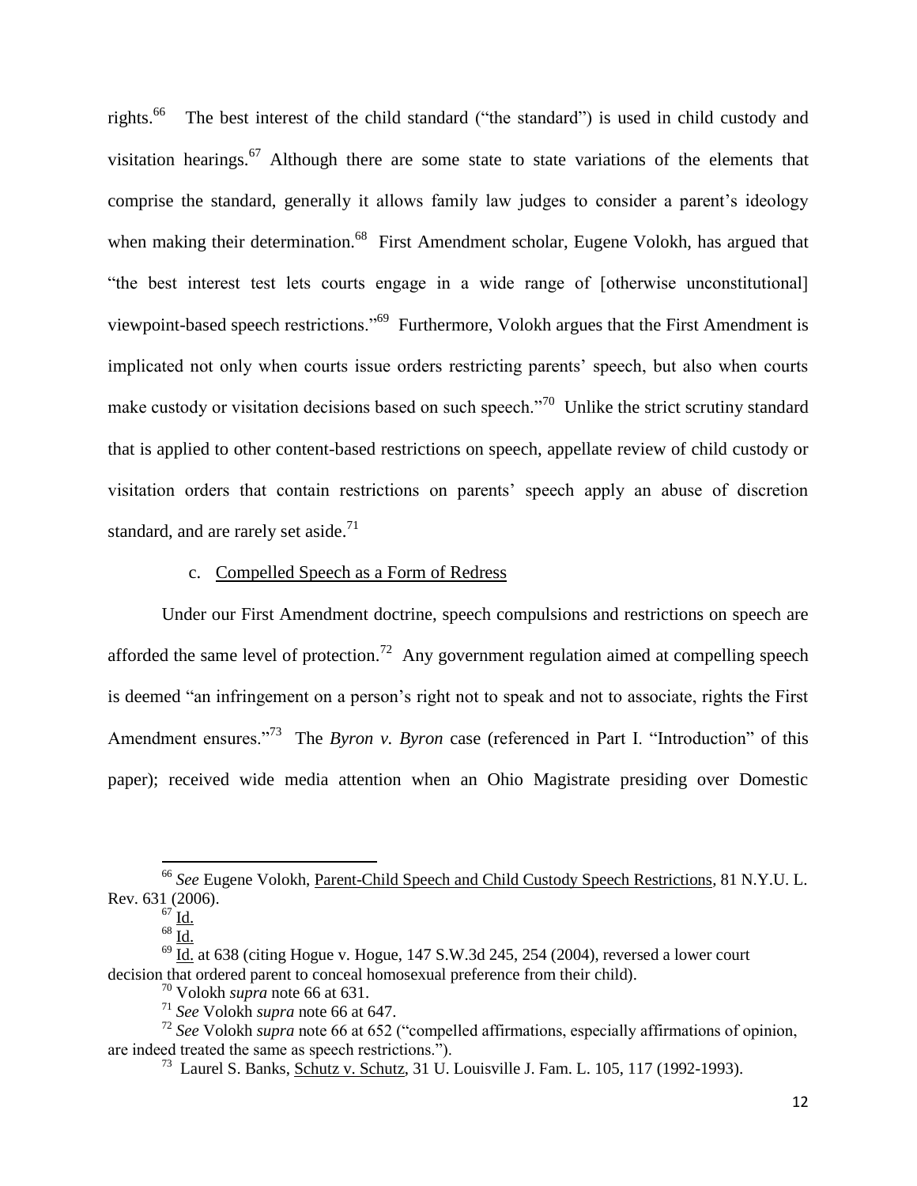rights.[66] The best interest of the child standard ("the standard") is used in child custody and visitation hearings.[67] Although there are some state to state variations of the elements that comprise the standard, generally it allows family law judges to consider a parent's ideology when making their determination.[68] First Amendment scholar, Eugene Volokh, has argued that "the best interest test lets courts engage in a wide range of [otherwise unconstitutional] viewpoint-based speech restrictions."[69] Furthermore, Volokh argues that the First Amendment is implicated not only when courts issue orders restricting parents' speech, but also when courts make custody or visitation decisions based on such speech."[70] Unlike the strict scrutiny standard that is applied to other content-based restrictions on speech, appellate review of child custody or visitation orders that contain restrictions on parents' speech apply an abuse of discretion standard, and are rarely set aside.[71]

c. Compelled Speech as a Form of Redress

Under our First Amendment doctrine, speech compulsions and restrictions on speech are afforded the same level of protection.[72] Any government regulation aimed at compelling speech is deemed "an infringement on a person's right not to speak and not to associate, rights the First Amendment ensures."[73] The *Byron v. Byron* case (referenced in Part I. "Introduction" of this paper); received wide media attention when an Ohio Magistrate presiding over Domestic

---

[66] *See* Eugene Volokh, Parent-Child Speech and Child Custody Speech Restrictions, 81 N.Y.U. L. Rev. 631 (2006).

[67] Id.

[68] Id.

[69] Id. at 638 (citing Hogue v. Hogue, 147 S.W.3d 245, 254 (2004), reversed a lower court decision that ordered parent to conceal homosexual preference from their child).

[70] Volokh *supra* note 66 at 631.

[71] *See* Volokh *supra* note 66 at 647.

[72] *See* Volokh *supra* note 66 at 652 ("compelled affirmations, especially affirmations of opinion, are indeed treated the same as speech restrictions.").

[73] Laurel S. Banks, Schutz v. Schutz, 31 U. Louisville J. Fam. L. 105, 117 (1992-1993).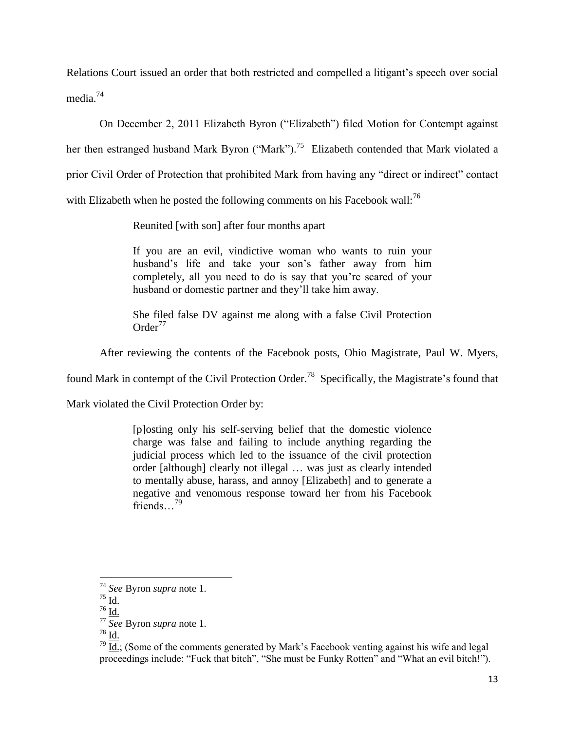Relations Court issued an order that both restricted and compelled a litigant's speech over social media.[74]

On December 2, 2011 Elizabeth Byron ("Elizabeth") filed Motion for Contempt against her then estranged husband Mark Byron ("Mark").[75] Elizabeth contended that Mark violated a prior Civil Order of Protection that prohibited Mark from having any "direct or indirect" contact with Elizabeth when he posted the following comments on his Facebook wall:[76]

> Reunited [with son] after four months apart
>
> If you are an evil, vindictive woman who wants to ruin your husband's life and take your son's father away from him completely, all you need to do is say that you're scared of your husband or domestic partner and they'll take him away.
>
> She filed false DV against me along with a false Civil Protection Order[77]

After reviewing the contents of the Facebook posts, Ohio Magistrate, Paul W. Myers, found Mark in contempt of the Civil Protection Order.[78] Specifically, the Magistrate's found that Mark violated the Civil Protection Order by:

> [p]osting only his self-serving belief that the domestic violence charge was false and failing to include anything regarding the judicial process which led to the issuance of the civil protection order [although] clearly not illegal … was just as clearly intended to mentally abuse, harass, and annoy [Elizabeth] and to generate a negative and venomous response toward her from his Facebook friends…[79]

---

[74] *See* Byron *supra* note 1.

[75] Id.

[76] Id.

[77] *See* Byron *supra* note 1.

[78] Id.

[79] Id.; (Some of the comments generated by Mark's Facebook venting against his wife and legal proceedings include: "Fuck that bitch", "She must be Funky Rotten" and "What an evil bitch!").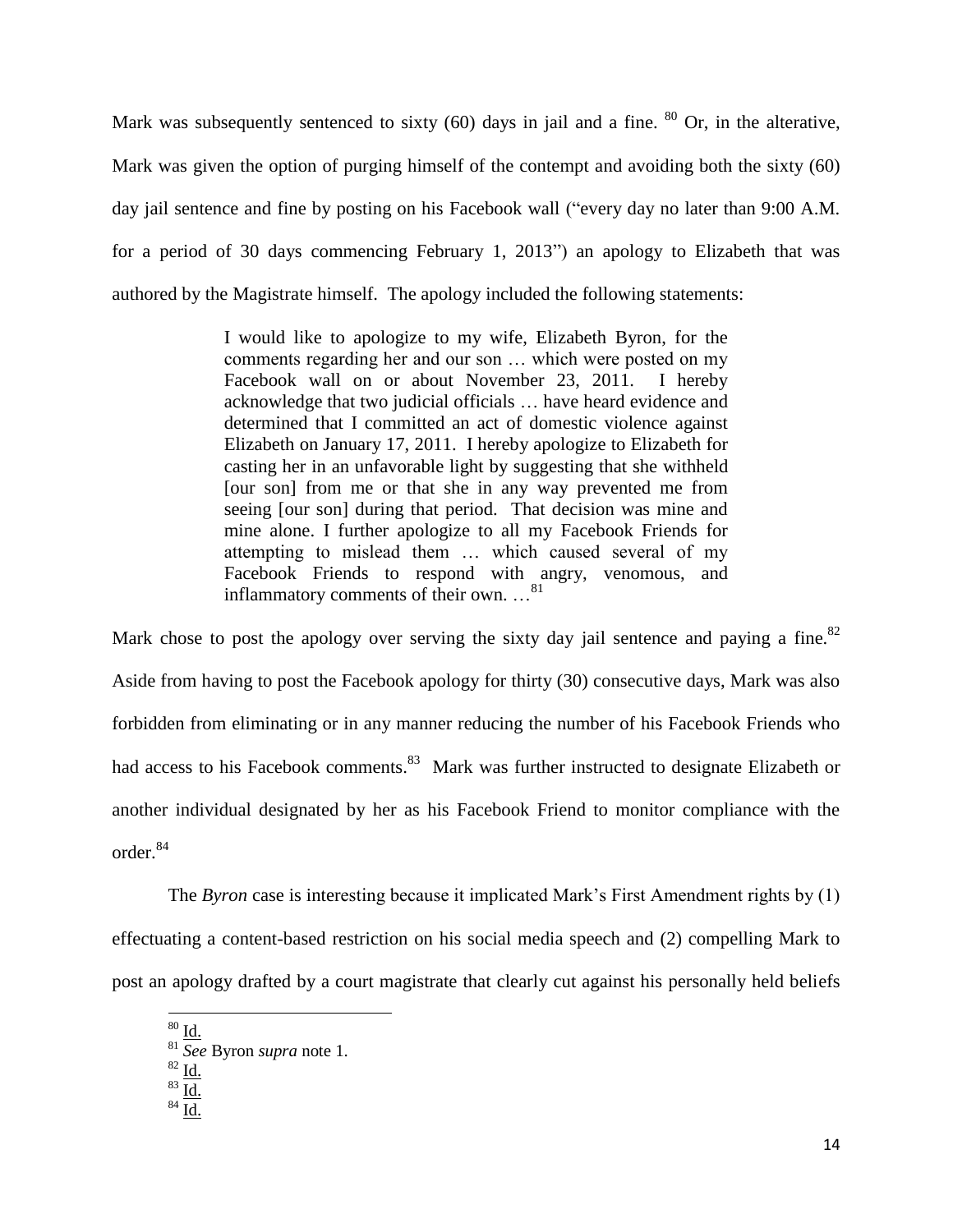Mark was subsequently sentenced to sixty (60) days in jail and a fine. [80] Or, in the alterative, Mark was given the option of purging himself of the contempt and avoiding both the sixty (60) day jail sentence and fine by posting on his Facebook wall ("every day no later than 9:00 A.M. for a period of 30 days commencing February 1, 2013") an apology to Elizabeth that was authored by the Magistrate himself. The apology included the following statements:

> I would like to apologize to my wife, Elizabeth Byron, for the comments regarding her and our son … which were posted on my Facebook wall on or about November 23, 2011. I hereby acknowledge that two judicial officials … have heard evidence and determined that I committed an act of domestic violence against Elizabeth on January 17, 2011. I hereby apologize to Elizabeth for casting her in an unfavorable light by suggesting that she withheld [our son] from me or that she in any way prevented me from seeing [our son] during that period. That decision was mine and mine alone. I further apologize to all my Facebook Friends for attempting to mislead them … which caused several of my Facebook Friends to respond with angry, venomous, and inflammatory comments of their own. …[81]

Mark chose to post the apology over serving the sixty day jail sentence and paying a fine.[82] Aside from having to post the Facebook apology for thirty (30) consecutive days, Mark was also forbidden from eliminating or in any manner reducing the number of his Facebook Friends who had access to his Facebook comments.[83] Mark was further instructed to designate Elizabeth or another individual designated by her as his Facebook Friend to monitor compliance with the order.[84]

The *Byron* case is interesting because it implicated Mark's First Amendment rights by (1) effectuating a content-based restriction on his social media speech and (2) compelling Mark to post an apology drafted by a court magistrate that clearly cut against his personally held beliefs

---

[80] Id.

[81] *See* Byron *supra* note 1.

[82] Id.

[83] Id.

[84] Id.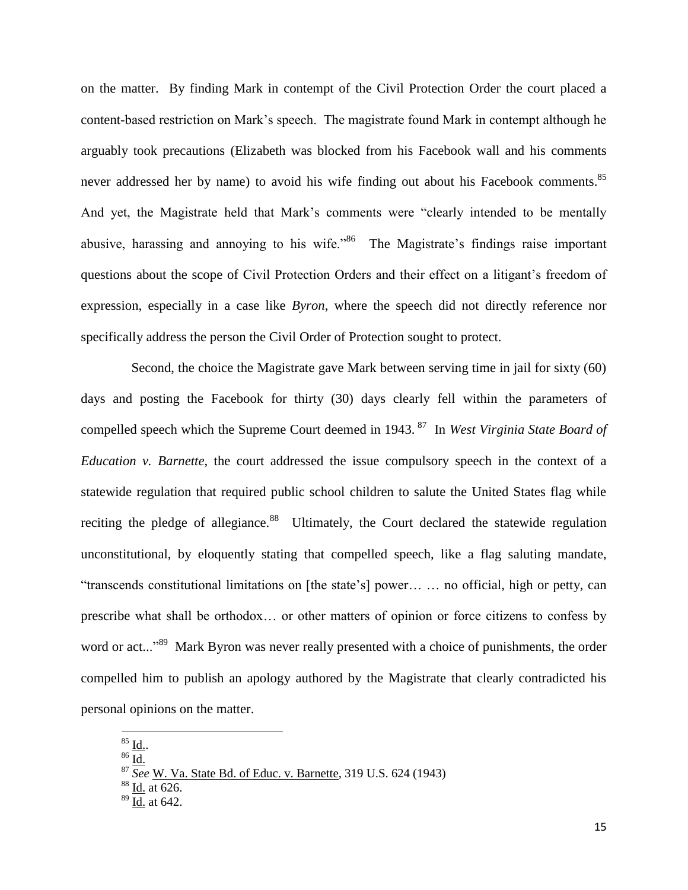on the matter. By finding Mark in contempt of the Civil Protection Order the court placed a content-based restriction on Mark's speech. The magistrate found Mark in contempt although he arguably took precautions (Elizabeth was blocked from his Facebook wall and his comments never addressed her by name) to avoid his wife finding out about his Facebook comments.[85] And yet, the Magistrate held that Mark's comments were "clearly intended to be mentally abusive, harassing and annoying to his wife."[86] The Magistrate's findings raise important questions about the scope of Civil Protection Orders and their effect on a litigant's freedom of expression, especially in a case like *Byron*, where the speech did not directly reference nor specifically address the person the Civil Order of Protection sought to protect.

Second, the choice the Magistrate gave Mark between serving time in jail for sixty (60) days and posting the Facebook for thirty (30) days clearly fell within the parameters of compelled speech which the Supreme Court deemed in 1943.[87] In *West Virginia State Board of Education v. Barnette*, the court addressed the issue compulsory speech in the context of a statewide regulation that required public school children to salute the United States flag while reciting the pledge of allegiance.[88] Ultimately, the Court declared the statewide regulation unconstitutional, by eloquently stating that compelled speech, like a flag saluting mandate, "transcends constitutional limitations on [the state's] power… … no official, high or petty, can prescribe what shall be orthodox… or other matters of opinion or force citizens to confess by word or act..."[89] Mark Byron was never really presented with a choice of punishments, the order compelled him to publish an apology authored by the Magistrate that clearly contradicted his personal opinions on the matter.

---

[85] Id..

[86] Id.

[87] *See* W. Va. State Bd. of Educ. v. Barnette, 319 U.S. 624 (1943)

[88] Id. at 626.

[89] Id. at 642.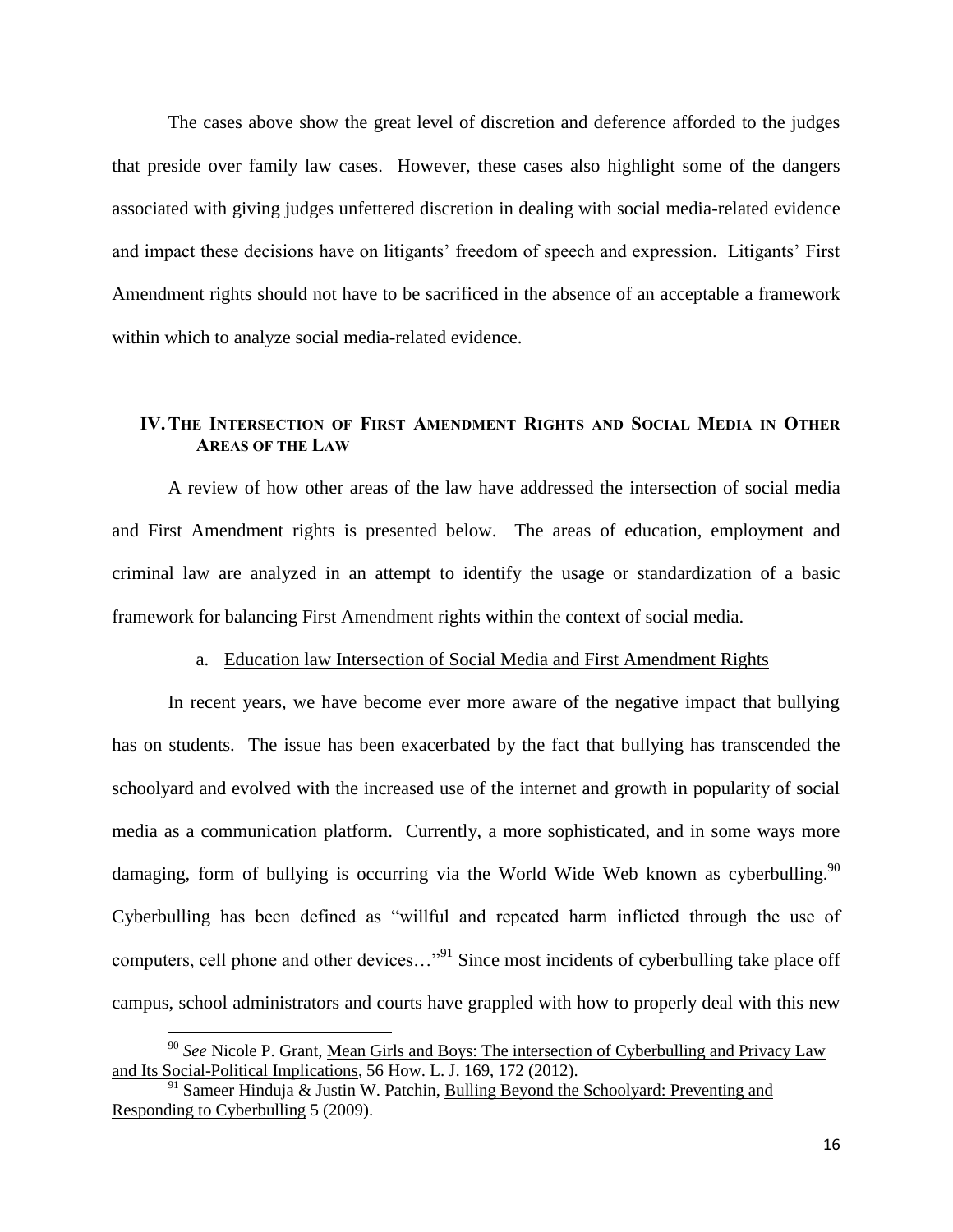The cases above show the great level of discretion and deference afforded to the judges that preside over family law cases. However, these cases also highlight some of the dangers associated with giving judges unfettered discretion in dealing with social media-related evidence and impact these decisions have on litigants' freedom of speech and expression. Litigants' First Amendment rights should not have to be sacrificed in the absence of an acceptable a framework within which to analyze social media-related evidence.

## IV. The Intersection of First Amendment Rights and Social Media in Other Areas of the Law

A review of how other areas of the law have addressed the intersection of social media and First Amendment rights is presented below. The areas of education, employment and criminal law are analyzed in an attempt to identify the usage or standardization of a basic framework for balancing First Amendment rights within the context of social media.

### a. Education law Intersection of Social Media and First Amendment Rights

In recent years, we have become ever more aware of the negative impact that bullying has on students. The issue has been exacerbated by the fact that bullying has transcended the schoolyard and evolved with the increased use of the internet and growth in popularity of social media as a communication platform. Currently, a more sophisticated, and in some ways more damaging, form of bullying is occurring via the World Wide Web known as cyberbulling.[90] Cyberbulling has been defined as "willful and repeated harm inflicted through the use of computers, cell phone and other devices…"[91] Since most incidents of cyberbulling take place off campus, school administrators and courts have grappled with how to properly deal with this new

---

[90] *See* Nicole P. Grant, Mean Girls and Boys: The intersection of Cyberbulling and Privacy Law and Its Social-Political Implications, 56 How. L. J. 169, 172 (2012).

[91] Sameer Hinduja & Justin W. Patchin, Bulling Beyond the Schoolyard: Preventing and Responding to Cyberbulling 5 (2009).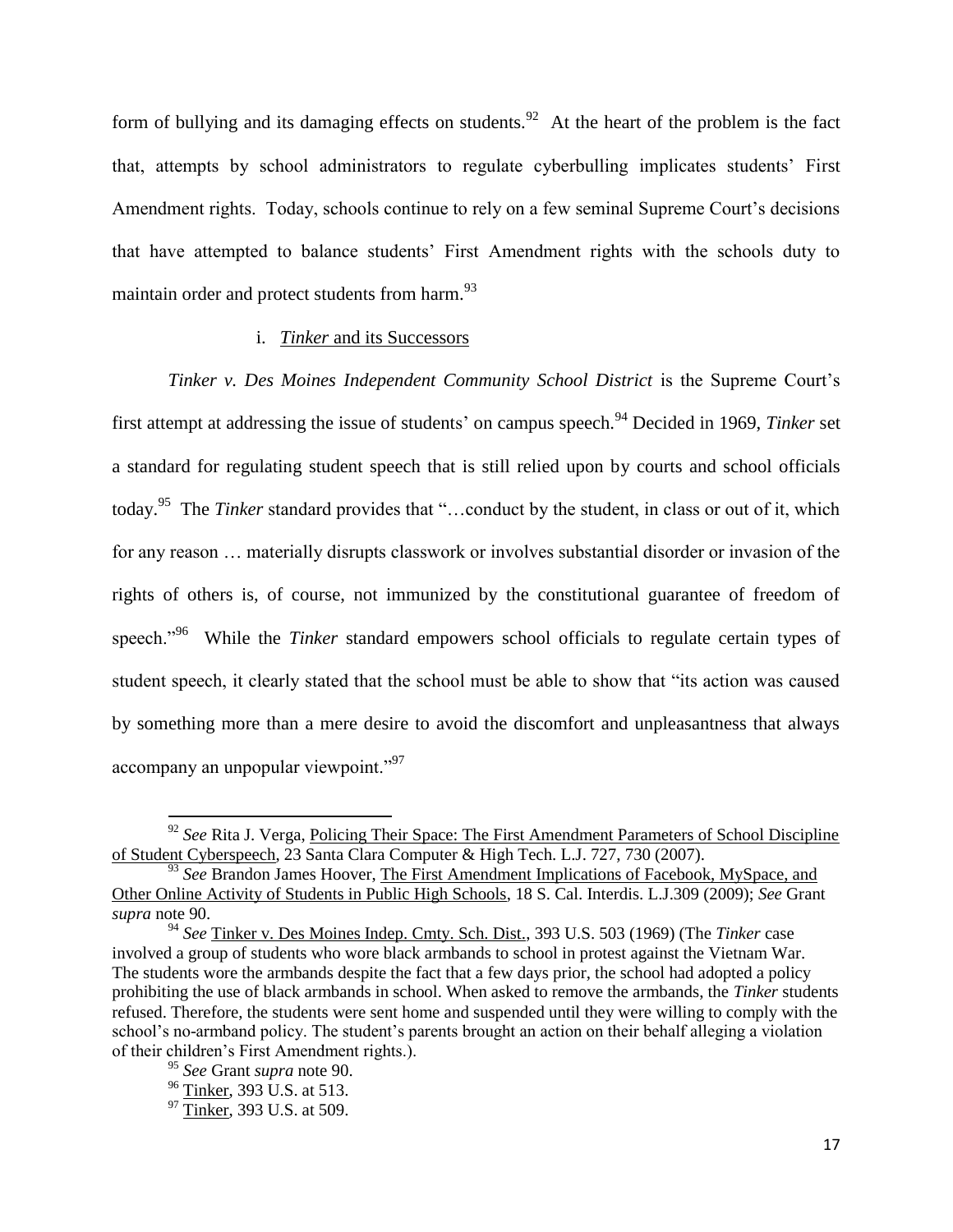form of bullying and its damaging effects on students.[92] At the heart of the problem is the fact that, attempts by school administrators to regulate cyberbulling implicates students' First Amendment rights. Today, schools continue to rely on a few seminal Supreme Court's decisions that have attempted to balance students' First Amendment rights with the schools duty to maintain order and protect students from harm.[93]

i. *Tinker* and its Successors

*Tinker v. Des Moines Independent Community School District* is the Supreme Court's first attempt at addressing the issue of students' on campus speech.[94] Decided in 1969, *Tinker* set a standard for regulating student speech that is still relied upon by courts and school officials today.[95] The *Tinker* standard provides that "…conduct by the student, in class or out of it, which for any reason … materially disrupts classwork or involves substantial disorder or invasion of the rights of others is, of course, not immunized by the constitutional guarantee of freedom of speech."[96] While the *Tinker* standard empowers school officials to regulate certain types of student speech, it clearly stated that the school must be able to show that "its action was caused by something more than a mere desire to avoid the discomfort and unpleasantness that always accompany an unpopular viewpoint."[97]

---

[92] *See* Rita J. Verga, Policing Their Space: The First Amendment Parameters of School Discipline of Student Cyberspeech, 23 Santa Clara Computer & High Tech. L.J. 727, 730 (2007).

[93] *See* Brandon James Hoover, The First Amendment Implications of Facebook, MySpace, and Other Online Activity of Students in Public High Schools, 18 S. Cal. Interdis. L.J.309 (2009); *See* Grant *supra* note 90.

[94] *See* Tinker v. Des Moines Indep. Cmty. Sch. Dist., 393 U.S. 503 (1969) (The *Tinker* case involved a group of students who wore black armbands to school in protest against the Vietnam War. The students wore the armbands despite the fact that a few days prior, the school had adopted a policy prohibiting the use of black armbands in school. When asked to remove the armbands, the *Tinker* students refused. Therefore, the students were sent home and suspended until they were willing to comply with the school's no-armband policy. The student's parents brought an action on their behalf alleging a violation of their children's First Amendment rights.).

[95] *See* Grant *supra* note 90.

[96] Tinker, 393 U.S. at 513.

[97] Tinker, 393 U.S. at 509.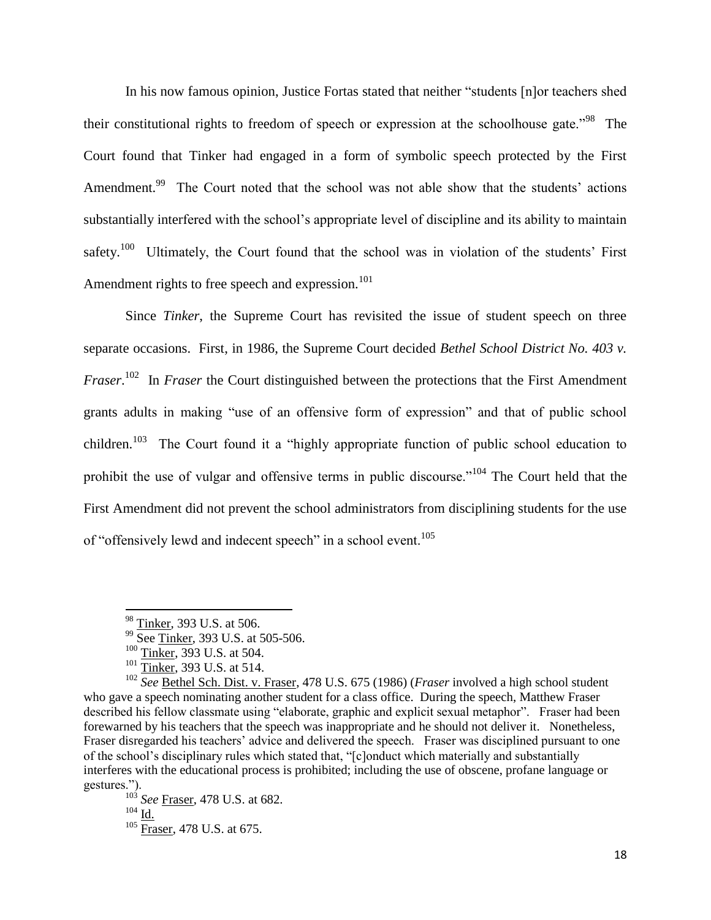In his now famous opinion, Justice Fortas stated that neither "students [n]or teachers shed their constitutional rights to freedom of speech or expression at the schoolhouse gate."[98] The Court found that Tinker had engaged in a form of symbolic speech protected by the First Amendment.[99] The Court noted that the school was not able show that the students' actions substantially interfered with the school's appropriate level of discipline and its ability to maintain safety.[100] Ultimately, the Court found that the school was in violation of the students' First Amendment rights to free speech and expression.[101]

Since *Tinker*, the Supreme Court has revisited the issue of student speech on three separate occasions. First, in 1986, the Supreme Court decided *Bethel School District No. 403 v. Fraser*.[102] In *Fraser* the Court distinguished between the protections that the First Amendment grants adults in making "use of an offensive form of expression" and that of public school children.[103] The Court found it a "highly appropriate function of public school education to prohibit the use of vulgar and offensive terms in public discourse."[104] The Court held that the First Amendment did not prevent the school administrators from disciplining students for the use of "offensively lewd and indecent speech" in a school event.[105]

---

[98] Tinker, 393 U.S. at 506.

[99] See Tinker, 393 U.S. at 505-506.

[100] Tinker, 393 U.S. at 504.

[101] Tinker, 393 U.S. at 514.

[102] *See* Bethel Sch. Dist. v. Fraser, 478 U.S. 675 (1986) (*Fraser* involved a high school student who gave a speech nominating another student for a class office. During the speech, Matthew Fraser described his fellow classmate using "elaborate, graphic and explicit sexual metaphor". Fraser had been forewarned by his teachers that the speech was inappropriate and he should not deliver it. Nonetheless, Fraser disregarded his teachers' advice and delivered the speech. Fraser was disciplined pursuant to one of the school's disciplinary rules which stated that, "[c]onduct which materially and substantially interferes with the educational process is prohibited; including the use of obscene, profane language or gestures.").

[103] *See* Fraser, 478 U.S. at 682.

[104] Id.

[105] Fraser, 478 U.S. at 675.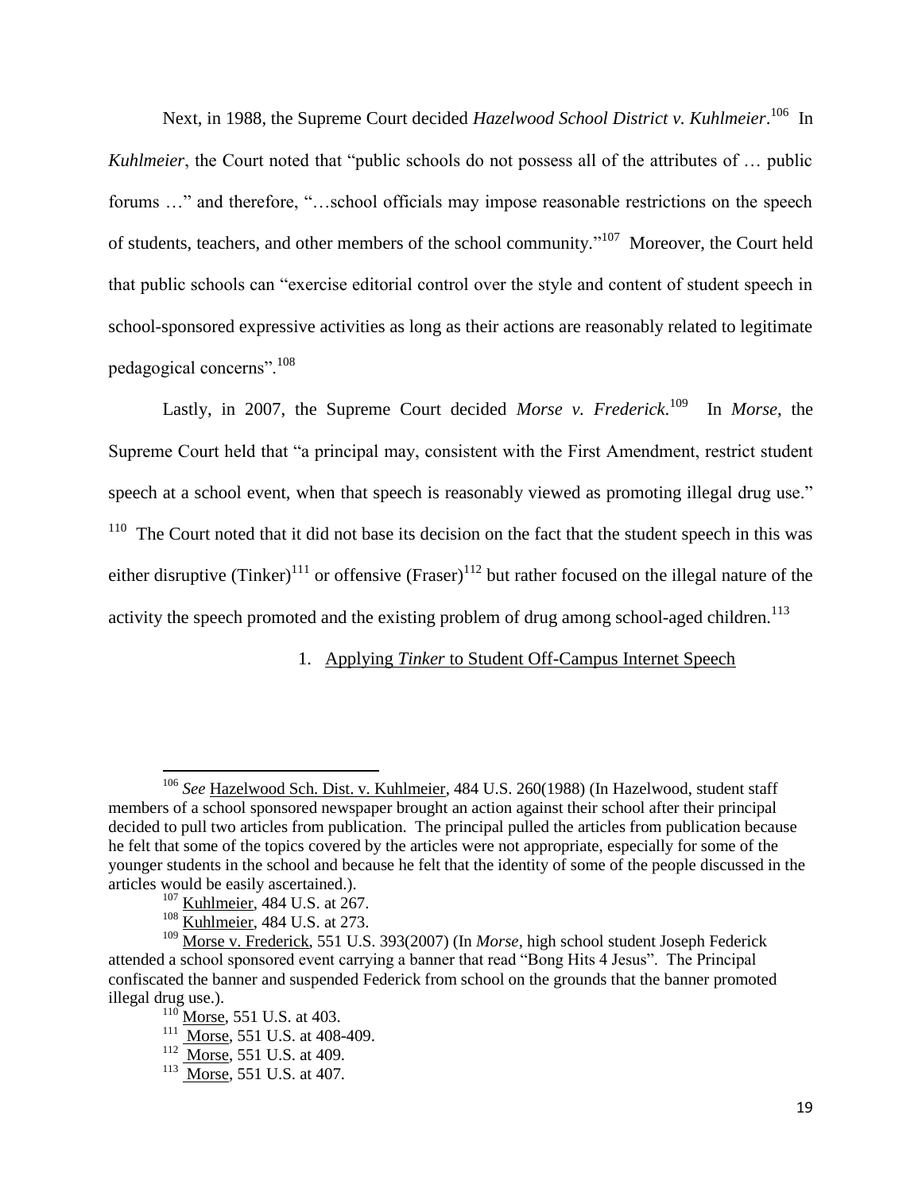Next, in 1988, the Supreme Court decided *Hazelwood School District v. Kuhlmeier*.[106] In *Kuhlmeier*, the Court noted that "public schools do not possess all of the attributes of … public forums …" and therefore, "…school officials may impose reasonable restrictions on the speech of students, teachers, and other members of the school community."[107] Moreover, the Court held that public schools can "exercise editorial control over the style and content of student speech in school-sponsored expressive activities as long as their actions are reasonably related to legitimate pedagogical concerns".[108]

Lastly, in 2007, the Supreme Court decided *Morse v. Frederick*.[109] In *Morse*, the Supreme Court held that "a principal may, consistent with the First Amendment, restrict student speech at a school event, when that speech is reasonably viewed as promoting illegal drug use."[110] The Court noted that it did not base its decision on the fact that the student speech in this was either disruptive (Tinker)[111] or offensive (Fraser)[112] but rather focused on the illegal nature of the activity the speech promoted and the existing problem of drug among school-aged children.[113]

1. Applying *Tinker* to Student Off-Campus Internet Speech

---

[106] *See* Hazelwood Sch. Dist. v. Kuhlmeier, 484 U.S. 260(1988) (In Hazelwood, student staff members of a school sponsored newspaper brought an action against their school after their principal decided to pull two articles from publication. The principal pulled the articles from publication because he felt that some of the topics covered by the articles were not appropriate, especially for some of the younger students in the school and because he felt that the identity of some of the people discussed in the articles would be easily ascertained.).

[107] Kuhlmeier, 484 U.S. at 267.

[108] Kuhlmeier, 484 U.S. at 273.

[109] Morse v. Frederick, 551 U.S. 393(2007) (In *Morse*, high school student Joseph Federick attended a school sponsored event carrying a banner that read "Bong Hits 4 Jesus". The Principal confiscated the banner and suspended Federick from school on the grounds that the banner promoted illegal drug use.).

[110] Morse, 551 U.S. at 403.

[111] Morse, 551 U.S. at 408-409.

[112] Morse, 551 U.S. at 409.

[113] Morse, 551 U.S. at 407.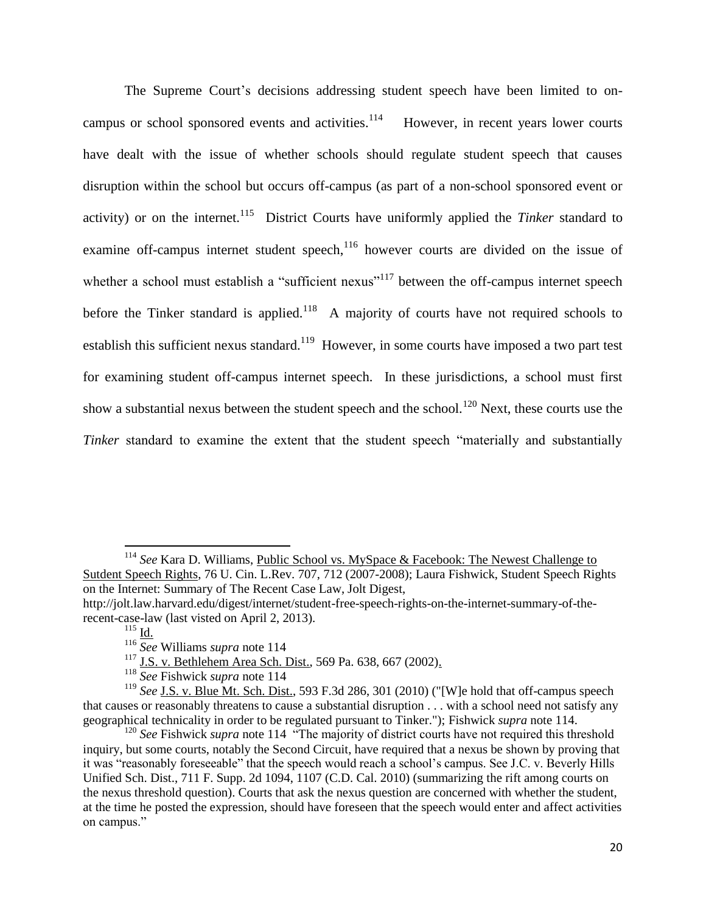The Supreme Court's decisions addressing student speech have been limited to on-campus or school sponsored events and activities.[114] However, in recent years lower courts have dealt with the issue of whether schools should regulate student speech that causes disruption within the school but occurs off-campus (as part of a non-school sponsored event or activity) or on the internet.[115] District Courts have uniformly applied the ***Tinker*** standard to examine off-campus internet student speech,[116] however courts are divided on the issue of whether a school must establish a "sufficient nexus"[117] between the off-campus internet speech before the Tinker standard is applied.[118] A majority of courts have not required schools to establish this sufficient nexus standard.[119] However, in some courts have imposed a two part test for examining student off-campus internet speech. In these jurisdictions, a school must first show a substantial nexus between the student speech and the school.[120] Next, these courts use the *Tinker* standard to examine the extent that the student speech "materially and substantially

---

[114] *See* Kara D. Williams, Public School vs. MySpace & Facebook: The Newest Challenge to Sutdent Speech Rights, 76 U. Cin. L.Rev. 707, 712 (2007-2008); Laura Fishwick, Student Speech Rights on the Internet: Summary of The Recent Case Law, Jolt Digest, http://jolt.law.harvard.edu/digest/internet/student-free-speech-rights-on-the-internet-summary-of-the-recent-case-law (last visted on April 2, 2013).

[115] Id.

[116] *See* Williams *supra* note 114

[117] J.S. v. Bethlehem Area Sch. Dist., 569 Pa. 638, 667 (2002).

[118] *See* Fishwick *supra* note 114

[119] *See* J.S. v. Blue Mt. Sch. Dist., 593 F.3d 286, 301 (2010) ("[W]e hold that off-campus speech that causes or reasonably threatens to cause a substantial disruption . . . with a school need not satisfy any geographical technicality in order to be regulated pursuant to Tinker."); Fishwick *supra* note 114.

[120] *See* Fishwick *supra* note 114 "The majority of district courts have not required this threshold inquiry, but some courts, notably the Second Circuit, have required that a nexus be shown by proving that it was "reasonably foreseeable" that the speech would reach a school's campus. See J.C. v. Beverly Hills Unified Sch. Dist., 711 F. Supp. 2d 1094, 1107 (C.D. Cal. 2010) (summarizing the rift among courts on the nexus threshold question). Courts that ask the nexus question are concerned with whether the student, at the time he posted the expression, should have foreseen that the speech would enter and affect activities on campus."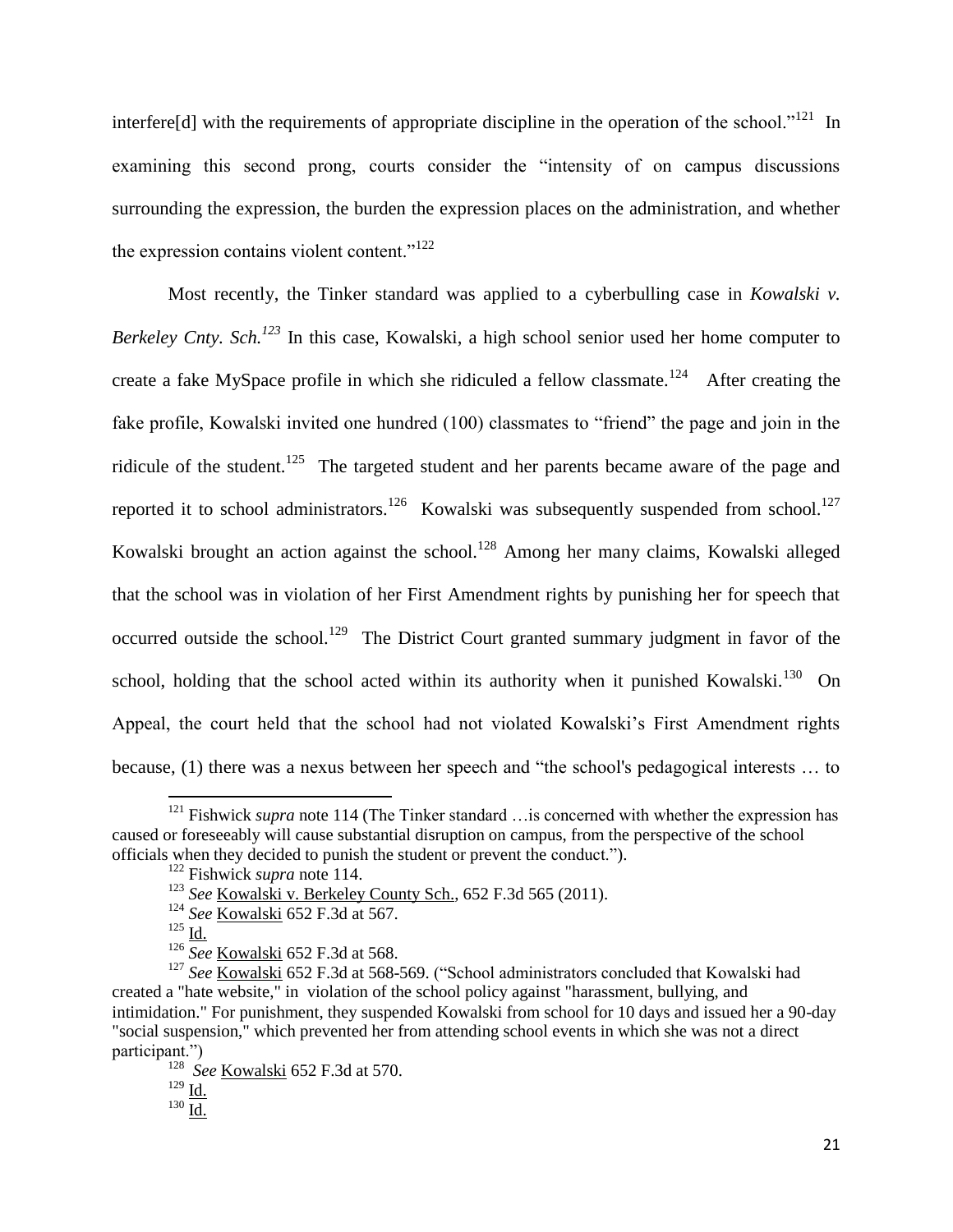interfere[d] with the requirements of appropriate discipline in the operation of the school."[121] In examining this second prong, courts consider the "intensity of on campus discussions surrounding the expression, the burden the expression places on the administration, and whether the expression contains violent content."[122]

Most recently, the Tinker standard was applied to a cyberbulling case in *Kowalski v. Berkeley Cnty. Sch.*[123] In this case, Kowalski, a high school senior used her home computer to create a fake MySpace profile in which she ridiculed a fellow classmate.[124] After creating the fake profile, Kowalski invited one hundred (100) classmates to "friend" the page and join in the ridicule of the student.[125] The targeted student and her parents became aware of the page and reported it to school administrators.[126] Kowalski was subsequently suspended from school.[127] Kowalski brought an action against the school.[128] Among her many claims, Kowalski alleged that the school was in violation of her First Amendment rights by punishing her for speech that occurred outside the school.[129] The District Court granted summary judgment in favor of the school, holding that the school acted within its authority when it punished Kowalski.[130] On Appeal, the court held that the school had not violated Kowalski's First Amendment rights because, (1) there was a nexus between her speech and "the school's pedagogical interests … to

---

[121] Fishwick *supra* note 114 (The Tinker standard …is concerned with whether the expression has caused or foreseeably will cause substantial disruption on campus, from the perspective of the school officials when they decided to punish the student or prevent the conduct.").

[122] Fishwick *supra* note 114.

[123] *See* Kowalski v. Berkeley County Sch., 652 F.3d 565 (2011).

[124] *See* Kowalski 652 F.3d at 567.

[125] Id.

[126] *See* Kowalski 652 F.3d at 568.

[127] *See* Kowalski 652 F.3d at 568-569. ("School administrators concluded that Kowalski had created a "hate website," in violation of the school policy against "harassment, bullying, and intimidation." For punishment, they suspended Kowalski from school for 10 days and issued her a 90-day "social suspension," which prevented her from attending school events in which she was not a direct participant.")

[128] *See* Kowalski 652 F.3d at 570.

[129] Id.

[130] Id.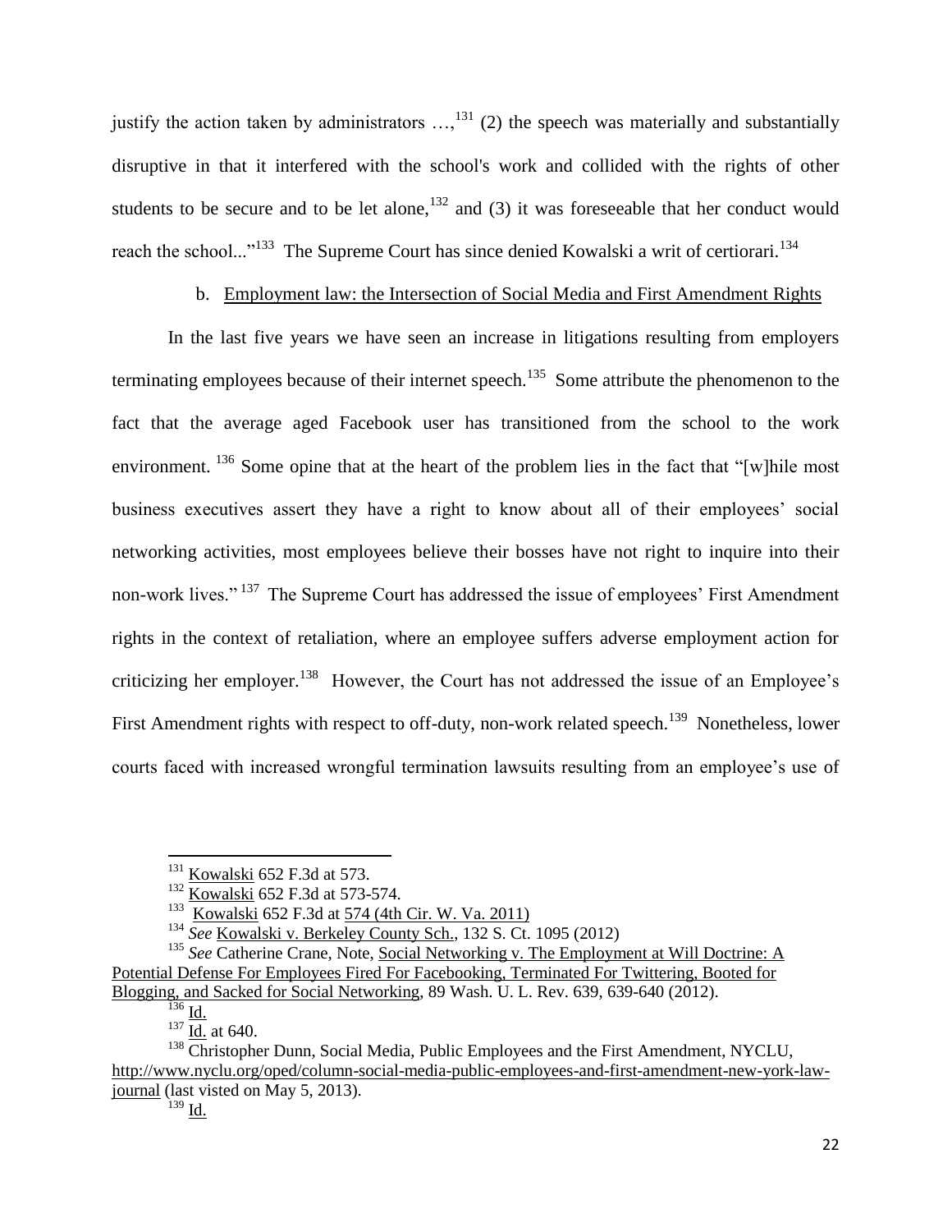justify the action taken by administrators …,[131] (2) the speech was materially and substantially disruptive in that it interfered with the school's work and collided with the rights of other students to be secure and to be let alone,[132] and (3) it was foreseeable that her conduct would reach the school..."[133] The Supreme Court has since denied Kowalski a writ of certiorari.[134]

b. Employment law: the Intersection of Social Media and First Amendment Rights

In the last five years we have seen an increase in litigations resulting from employers terminating employees because of their internet speech.[135] Some attribute the phenomenon to the fact that the average aged Facebook user has transitioned from the school to the work environment. [136] Some opine that at the heart of the problem lies in the fact that "[w]hile most business executives assert they have a right to know about all of their employees' social networking activities, most employees believe their bosses have not right to inquire into their non-work lives." [137] The Supreme Court has addressed the issue of employees' First Amendment rights in the context of retaliation, where an employee suffers adverse employment action for criticizing her employer.[138] However, the Court has not addressed the issue of an Employee's First Amendment rights with respect to off-duty, non-work related speech.[139] Nonetheless, lower courts faced with increased wrongful termination lawsuits resulting from an employee's use of

---

[131] Kowalski 652 F.3d at 573.

[132] Kowalski 652 F.3d at 573-574.

[133] Kowalski 652 F.3d at 574 (4th Cir. W. Va. 2011)

[134] *See* Kowalski v. Berkeley County Sch., 132 S. Ct. 1095 (2012)

[135] *See* Catherine Crane, Note, Social Networking v. The Employment at Will Doctrine: A Potential Defense For Employees Fired For Facebooking, Terminated For Twittering, Booted for Blogging, and Sacked for Social Networking, 89 Wash. U. L. Rev. 639, 639-640 (2012).

[136] Id.

[137] Id. at 640.

[138] Christopher Dunn, Social Media, Public Employees and the First Amendment, NYCLU, http://www.nyclu.org/oped/column-social-media-public-employees-and-first-amendment-new-york-law-journal (last visted on May 5, 2013).

[139] Id.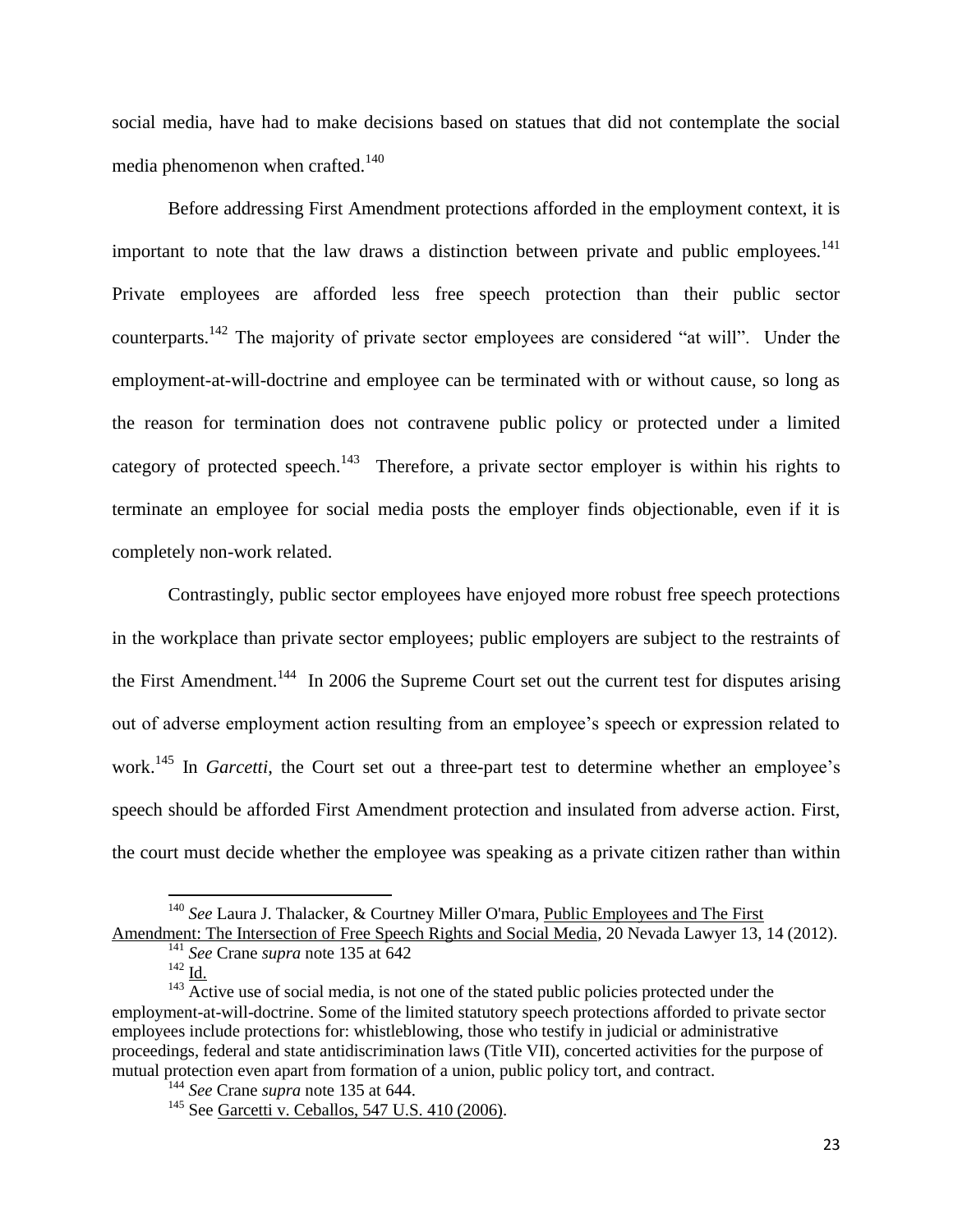social media, have had to make decisions based on statues that did not contemplate the social media phenomenon when crafted.[140]

Before addressing First Amendment protections afforded in the employment context, it is important to note that the law draws a distinction between private and public employees.[141] Private employees are afforded less free speech protection than their public sector counterparts.[142] The majority of private sector employees are considered "at will". Under the employment-at-will-doctrine and employee can be terminated with or without cause, so long as the reason for termination does not contravene public policy or protected under a limited category of protected speech.[143] Therefore, a private sector employer is within his rights to terminate an employee for social media posts the employer finds objectionable, even if it is completely non-work related.

Contrastingly, public sector employees have enjoyed more robust free speech protections in the workplace than private sector employees; public employers are subject to the restraints of the First Amendment.[144] In 2006 the Supreme Court set out the current test for disputes arising out of adverse employment action resulting from an employee's speech or expression related to work.[145] In *Garcetti*, the Court set out a three-part test to determine whether an employee's speech should be afforded First Amendment protection and insulated from adverse action. First, the court must decide whether the employee was speaking as a private citizen rather than within

---

[140] *See* Laura J. Thalacker, & Courtney Miller O'mara, Public Employees and The First Amendment: The Intersection of Free Speech Rights and Social Media, 20 Nevada Lawyer 13, 14 (2012).

[141] *See* Crane *supra* note 135 at 642

[142] Id.

[143] Active use of social media, is not one of the stated public policies protected under the employment-at-will-doctrine. Some of the limited statutory speech protections afforded to private sector employees include protections for: whistleblowing, those who testify in judicial or administrative proceedings, federal and state antidiscrimination laws (Title VII), concerted activities for the purpose of mutual protection even apart from formation of a union, public policy tort, and contract.

[144] *See* Crane *supra* note 135 at 644.

[145] See Garcetti v. Ceballos, 547 U.S. 410 (2006).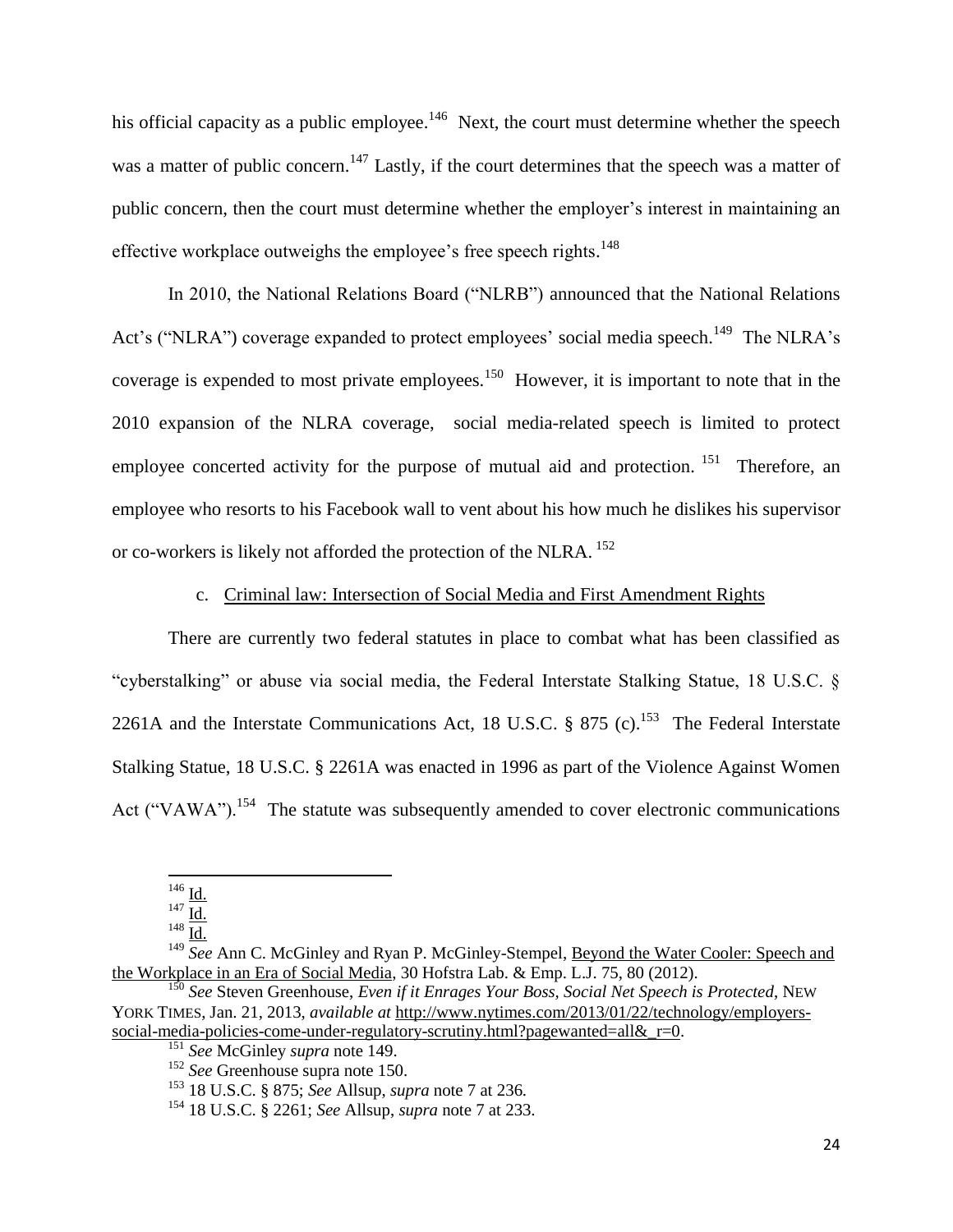his official capacity as a public employee.[146] Next, the court must determine whether the speech was a matter of public concern.[147] Lastly, if the court determines that the speech was a matter of public concern, then the court must determine whether the employer's interest in maintaining an effective workplace outweighs the employee's free speech rights.[148]

In 2010, the National Relations Board ("NLRB") announced that the National Relations Act's ("NLRA") coverage expanded to protect employees' social media speech.[149] The NLRA's coverage is expended to most private employees.[150] However, it is important to note that in the 2010 expansion of the NLRA coverage, social media-related speech is limited to protect employee concerted activity for the purpose of mutual aid and protection.[151] Therefore, an employee who resorts to his Facebook wall to vent about his how much he dislikes his supervisor or co-workers is likely not afforded the protection of the NLRA.[152]

### c. Criminal law: Intersection of Social Media and First Amendment Rights

There are currently two federal statutes in place to combat what has been classified as "cyberstalking" or abuse via social media, the Federal Interstate Stalking Statue, 18 U.S.C. § 2261A and the Interstate Communications Act, 18 U.S.C. § 875 (c).[153] The Federal Interstate Stalking Statue, 18 U.S.C. § 2261A was enacted in 1996 as part of the Violence Against Women Act ("VAWA").[154] The statute was subsequently amended to cover electronic communications

---

[146] Id.

[147] Id.

[148] Id.

[149] *See* Ann C. McGinley and Ryan P. McGinley-Stempel, Beyond the Water Cooler: Speech and the Workplace in an Era of Social Media, 30 Hofstra Lab. & Emp. L.J. 75, 80 (2012).

[150] *See* Steven Greenhouse, *Even if it Enrages Your Boss, Social Net Speech is Protected*, NEW YORK TIMES, Jan. 21, 2013, *available at* http://www.nytimes.com/2013/01/22/technology/employers-social-media-policies-come-under-regulatory-scrutiny.html?pagewanted=all&_r=0.

[151] *See* McGinley *supra* note 149.

[152] *See* Greenhouse supra note 150.

[153] 18 U.S.C. § 875; *See* Allsup, *supra* note 7 at 236.

[154] 18 U.S.C. § 2261; *See* Allsup, *supra* note 7 at 233.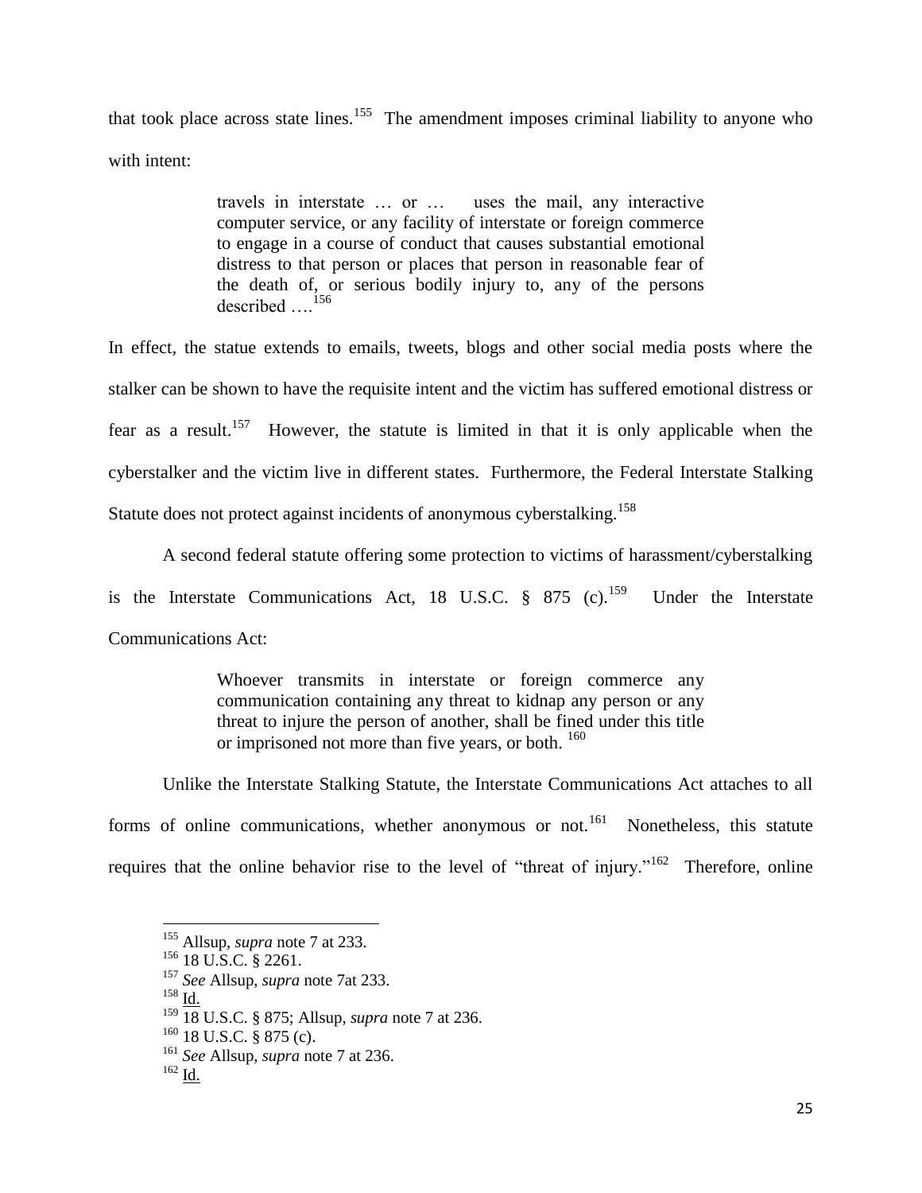that took place across state lines.[155] The amendment imposes criminal liability to anyone who with intent:

> travels in interstate … or … uses the mail, any interactive computer service, or any facility of interstate or foreign commerce to engage in a course of conduct that causes substantial emotional distress to that person or places that person in reasonable fear of the death of, or serious bodily injury to, any of the persons described ….[156]

In effect, the statue extends to emails, tweets, blogs and other social media posts where the stalker can be shown to have the requisite intent and the victim has suffered emotional distress or fear as a result.[157] However, the statute is limited in that it is only applicable when the cyberstalker and the victim live in different states. Furthermore, the Federal Interstate Stalking Statute does not protect against incidents of anonymous cyberstalking.[158]

A second federal statute offering some protection to victims of harassment/cyberstalking is the Interstate Communications Act, 18 U.S.C. § 875 (c).[159] Under the Interstate Communications Act:

> Whoever transmits in interstate or foreign commerce any communication containing any threat to kidnap any person or any threat to injure the person of another, shall be fined under this title or imprisoned not more than five years, or both.[160]

Unlike the Interstate Stalking Statute, the Interstate Communications Act attaches to all forms of online communications, whether anonymous or not.[161] Nonetheless, this statute requires that the online behavior rise to the level of "threat of injury."[162] Therefore, online

---

[155] Allsup, *supra* note 7 at 233.

[156] 18 U.S.C. § 2261.

[157] *See* Allsup, *supra* note 7at 233.

[158] Id.

[159] 18 U.S.C. § 875; Allsup, *supra* note 7 at 236.

[160] 18 U.S.C. § 875 (c).

[161] *See* Allsup, *supra* note 7 at 236.

[162] Id.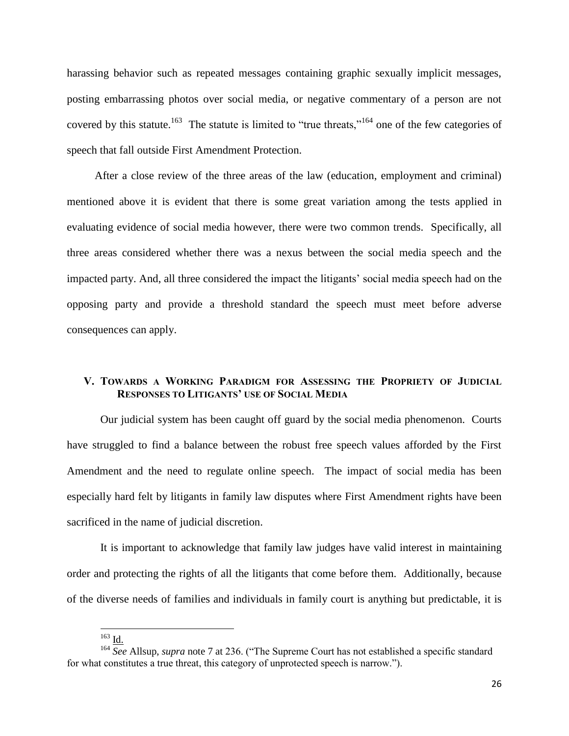harassing behavior such as repeated messages containing graphic sexually implicit messages, posting embarrassing photos over social media, or negative commentary of a person are not covered by this statute.[163] The statute is limited to "true threats,"[164] one of the few categories of speech that fall outside First Amendment Protection.

After a close review of the three areas of the law (education, employment and criminal) mentioned above it is evident that there is some great variation among the tests applied in evaluating evidence of social media however, there were two common trends. Specifically, all three areas considered whether there was a nexus between the social media speech and the impacted party. And, all three considered the impact the litigants' social media speech had on the opposing party and provide a threshold standard the speech must meet before adverse consequences can apply.

## V. TOWARDS A WORKING PARADIGM FOR ASSESSING THE PROPRIETY OF JUDICIAL RESPONSES TO LITIGANTS' USE OF SOCIAL MEDIA

Our judicial system has been caught off guard by the social media phenomenon. Courts have struggled to find a balance between the robust free speech values afforded by the First Amendment and the need to regulate online speech. The impact of social media has been especially hard felt by litigants in family law disputes where First Amendment rights have been sacrificed in the name of judicial discretion.

It is important to acknowledge that family law judges have valid interest in maintaining order and protecting the rights of all the litigants that come before them. Additionally, because of the diverse needs of families and individuals in family court is anything but predictable, it is

---

[163] Id.

[164] *See* Allsup, *supra* note 7 at 236. ("The Supreme Court has not established a specific standard for what constitutes a true threat, this category of unprotected speech is narrow.").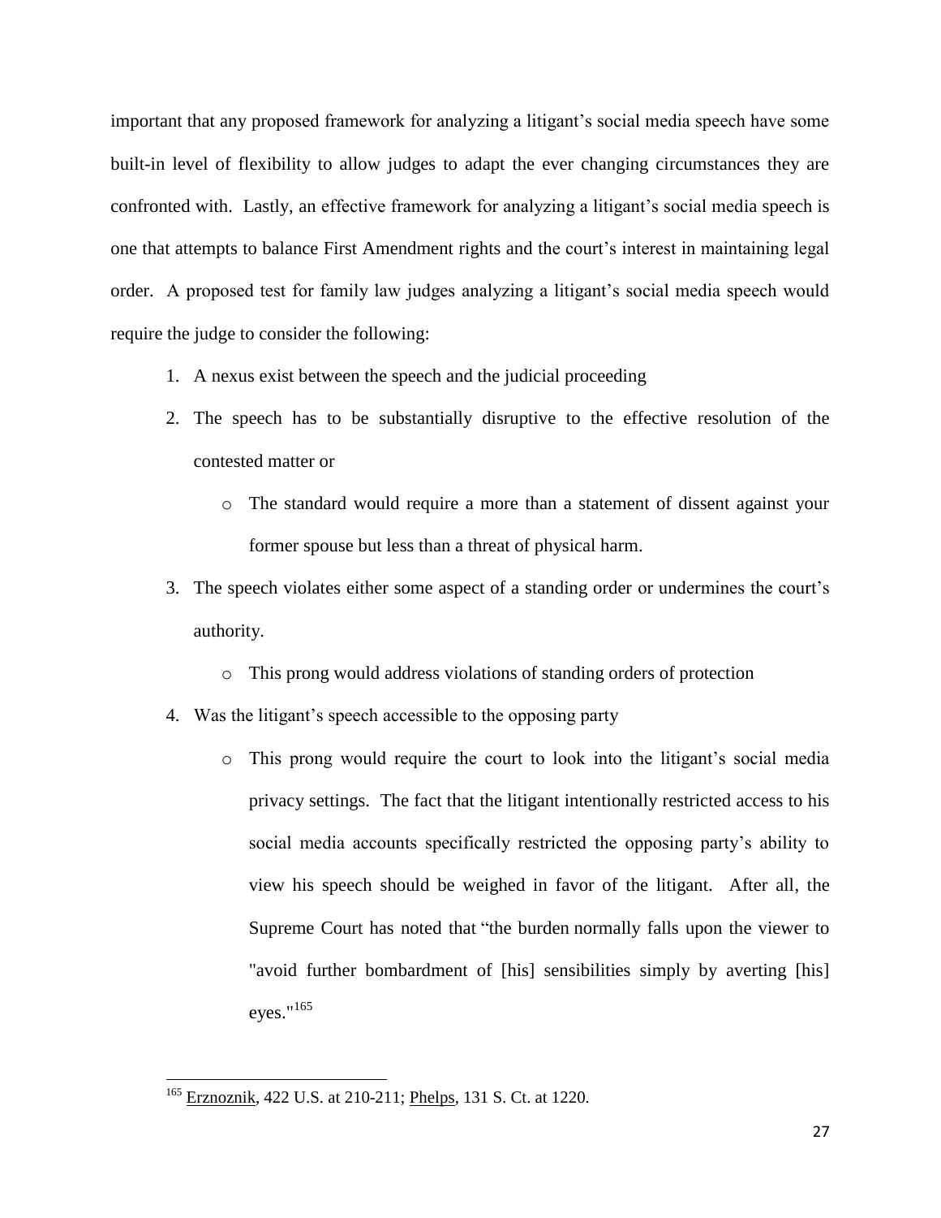important that any proposed framework for analyzing a litigant's social media speech have some built-in level of flexibility to allow judges to adapt the ever changing circumstances they are confronted with. Lastly, an effective framework for analyzing a litigant's social media speech is one that attempts to balance First Amendment rights and the court's interest in maintaining legal order. A proposed test for family law judges analyzing a litigant's social media speech would require the judge to consider the following:

1. A nexus exist between the speech and the judicial proceeding
2. The speech has to be substantially disruptive to the effective resolution of the contested matter or
   - The standard would require a more than a statement of dissent against your former spouse but less than a threat of physical harm.
3. The speech violates either some aspect of a standing order or undermines the court's authority.
   - This prong would address violations of standing orders of protection
4. Was the litigant's speech accessible to the opposing party
   - This prong would require the court to look into the litigant's social media privacy settings. The fact that the litigant intentionally restricted access to his social media accounts specifically restricted the opposing party's ability to view his speech should be weighed in favor of the litigant. After all, the Supreme Court has noted that "the burden normally falls upon the viewer to "avoid further bombardment of [his] sensibilities simply by averting [his] eyes."[165]

[165] Erznoznik, 422 U.S. at 210-211; Phelps, 131 S. Ct. at 1220.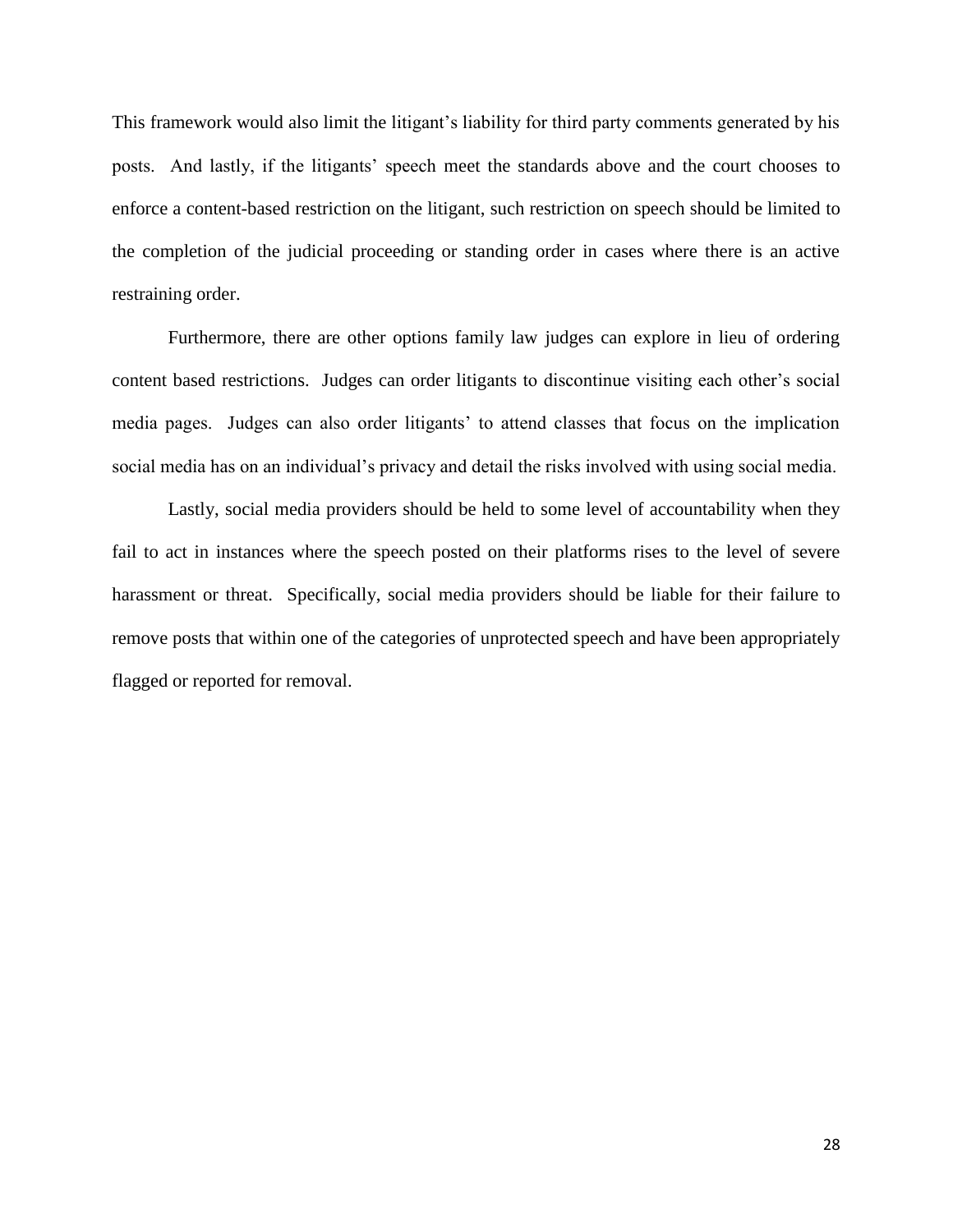This framework would also limit the litigant's liability for third party comments generated by his posts. And lastly, if the litigants' speech meet the standards above and the court chooses to enforce a content-based restriction on the litigant, such restriction on speech should be limited to the completion of the judicial proceeding or standing order in cases where there is an active restraining order.

Furthermore, there are other options family law judges can explore in lieu of ordering content based restrictions. Judges can order litigants to discontinue visiting each other's social media pages. Judges can also order litigants' to attend classes that focus on the implication social media has on an individual's privacy and detail the risks involved with using social media.

Lastly, social media providers should be held to some level of accountability when they fail to act in instances where the speech posted on their platforms rises to the level of severe harassment or threat. Specifically, social media providers should be liable for their failure to remove posts that within one of the categories of unprotected speech and have been appropriately flagged or reported for removal.